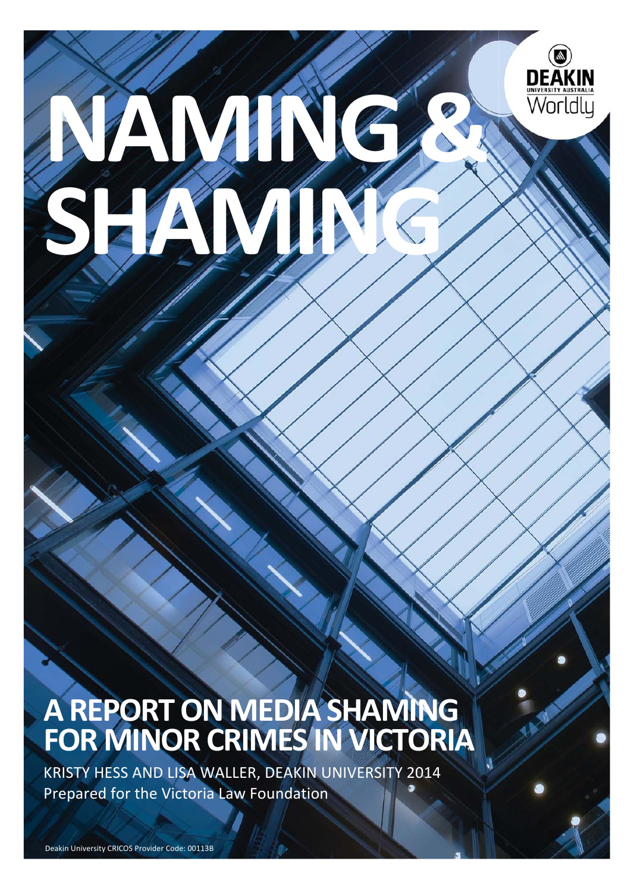# NAMING & SHAMING

## A REPORT ON MEDIA SHAMING FOR MINOR CRIMES IN VICTORIA

KRISTY HESS AND LISA WALLER, DEAKIN UNIVERSITY 2014

Prepared for the Victoria Law Foundation

DEAKIN UNIVERSITY AUSTRALIA Worldly

Deakin University CRICOS Provider Code: 00113B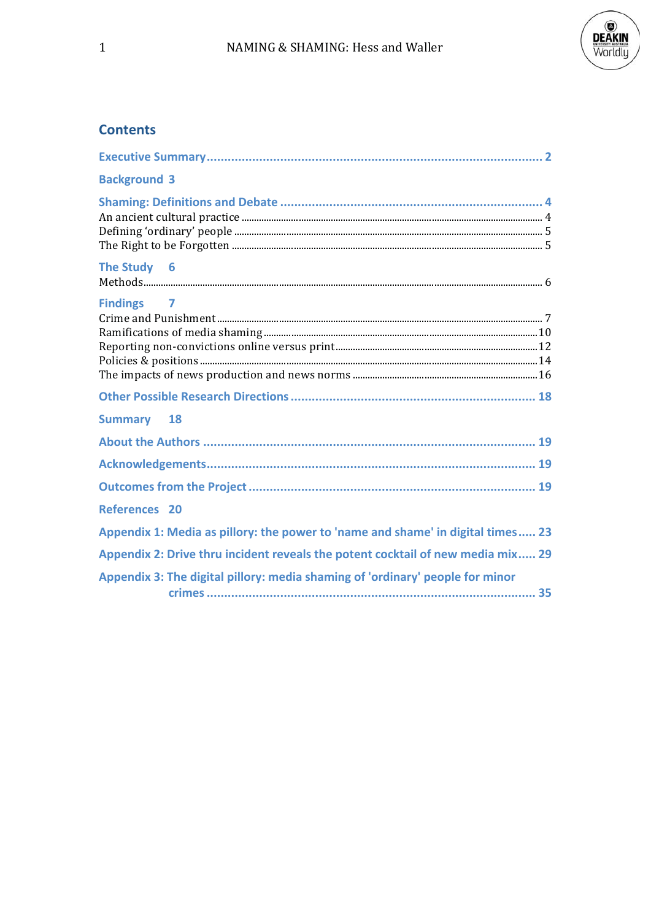## Contents

- **Executive Summary** .......... 2
- **Background** 3
- **Shaming: Definitions and Debate** .......... 4
  - An ancient cultural practice .......... 4
  - Defining 'ordinary' people .......... 5
  - The Right to be Forgotten .......... 5
- **The Study** 6
  - Methods .......... 6
- **Findings** 7
  - Crime and Punishment .......... 7
  - Ramifications of media shaming .......... 10
  - Reporting non-convictions online versus print .......... 12
  - Policies & positions .......... 14
  - The impacts of news production and news norms .......... 16
- **Other Possible Research Directions** .......... 18
- **Summary** 18
- **About the Authors** .......... 19
- **Acknowledgements** .......... 19
- **Outcomes from the Project** .......... 19
- **References** 20
- **Appendix 1: Media as pillory: the power to 'name and shame' in digital times** .......... 23
- **Appendix 2: Drive thru incident reveals the potent cocktail of new media mix** .......... 29
- **Appendix 3: The digital pillory: media shaming of 'ordinary' people for minor crimes** .......... 35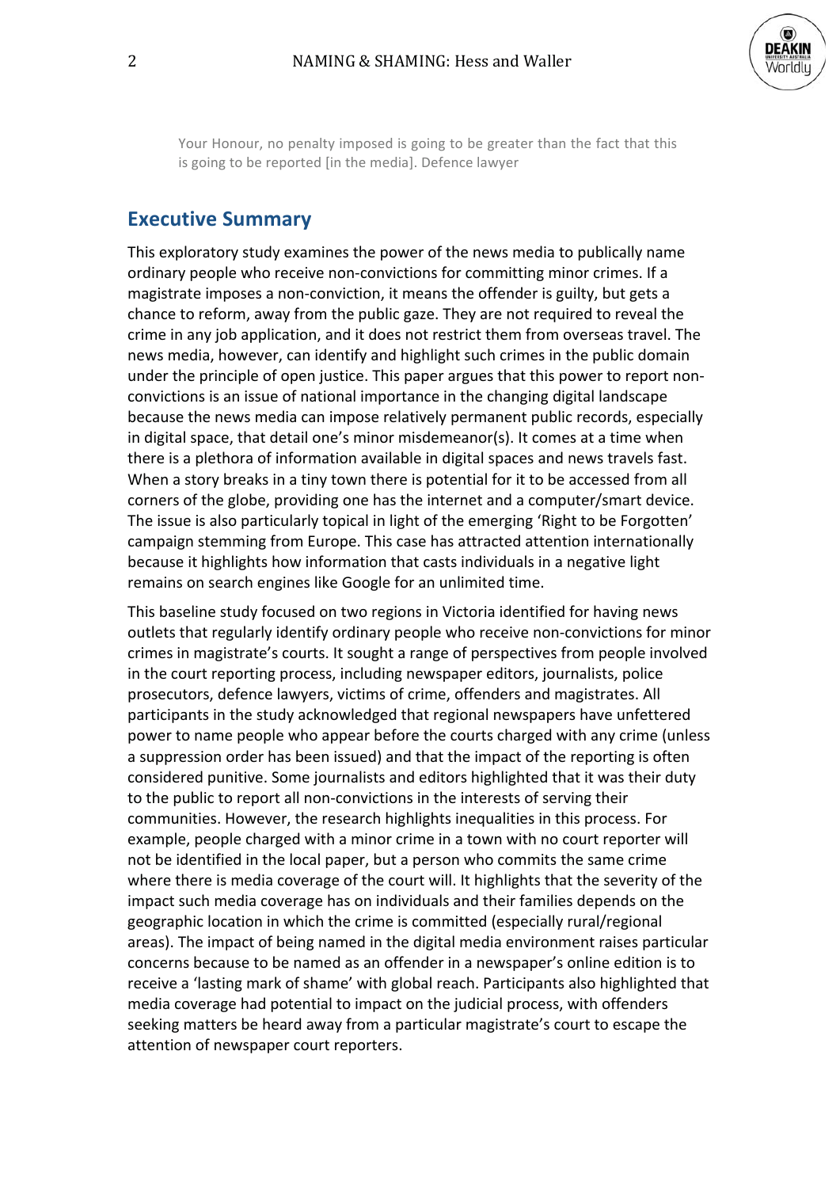> Your Honour, no penalty imposed is going to be greater than the fact that this is going to be reported [in the media]. Defence lawyer

## Executive Summary

This exploratory study examines the power of the news media to publically name ordinary people who receive non-convictions for committing minor crimes. If a magistrate imposes a non-conviction, it means the offender is guilty, but gets a chance to reform, away from the public gaze. They are not required to reveal the crime in any job application, and it does not restrict them from overseas travel. The news media, however, can identify and highlight such crimes in the public domain under the principle of open justice. This paper argues that this power to report non-convictions is an issue of national importance in the changing digital landscape because the news media can impose relatively permanent public records, especially in digital space, that detail one's minor misdemeanor(s). It comes at a time when there is a plethora of information available in digital spaces and news travels fast. When a story breaks in a tiny town there is potential for it to be accessed from all corners of the globe, providing one has the internet and a computer/smart device. The issue is also particularly topical in light of the emerging 'Right to be Forgotten' campaign stemming from Europe. This case has attracted attention internationally because it highlights how information that casts individuals in a negative light remains on search engines like Google for an unlimited time.

This baseline study focused on two regions in Victoria identified for having news outlets that regularly identify ordinary people who receive non-convictions for minor crimes in magistrate's courts. It sought a range of perspectives from people involved in the court reporting process, including newspaper editors, journalists, police prosecutors, defence lawyers, victims of crime, offenders and magistrates. All participants in the study acknowledged that regional newspapers have unfettered power to name people who appear before the courts charged with any crime (unless a suppression order has been issued) and that the impact of the reporting is often considered punitive. Some journalists and editors highlighted that it was their duty to the public to report all non-convictions in the interests of serving their communities. However, the research highlights inequalities in this process. For example, people charged with a minor crime in a town with no court reporter will not be identified in the local paper, but a person who commits the same crime where there is media coverage of the court will. It highlights that the severity of the impact such media coverage has on individuals and their families depends on the geographic location in which the crime is committed (especially rural/regional areas). The impact of being named in the digital media environment raises particular concerns because to be named as an offender in a newspaper's online edition is to receive a 'lasting mark of shame' with global reach. Participants also highlighted that media coverage had potential to impact on the judicial process, with offenders seeking matters be heard away from a particular magistrate's court to escape the attention of newspaper court reporters.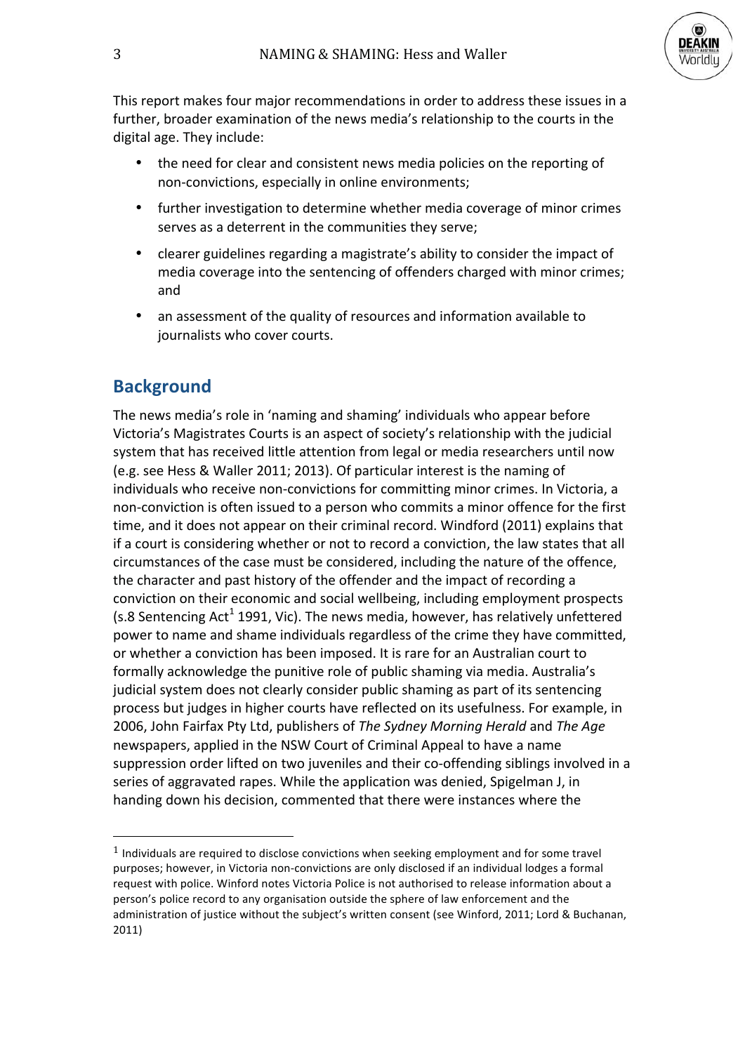This report makes four major recommendations in order to address these issues in a further, broader examination of the news media's relationship to the courts in the digital age. They include:

- the need for clear and consistent news media policies on the reporting of non-convictions, especially in online environments;
- further investigation to determine whether media coverage of minor crimes serves as a deterrent in the communities they serve;
- clearer guidelines regarding a magistrate's ability to consider the impact of media coverage into the sentencing of offenders charged with minor crimes; and
- an assessment of the quality of resources and information available to journalists who cover courts.

## Background

The news media's role in 'naming and shaming' individuals who appear before Victoria's Magistrates Courts is an aspect of society's relationship with the judicial system that has received little attention from legal or media researchers until now (e.g. see Hess & Waller 2011; 2013). Of particular interest is the naming of individuals who receive non-convictions for committing minor crimes. In Victoria, a non-conviction is often issued to a person who commits a minor offence for the first time, and it does not appear on their criminal record. Windford (2011) explains that if a court is considering whether or not to record a conviction, the law states that all circumstances of the case must be considered, including the nature of the offence, the character and past history of the offender and the impact of recording a conviction on their economic and social wellbeing, including employment prospects (s.8 Sentencing Act[1] 1991, Vic). The news media, however, has relatively unfettered power to name and shame individuals regardless of the crime they have committed, or whether a conviction has been imposed. It is rare for an Australian court to formally acknowledge the punitive role of public shaming via media. Australia's judicial system does not clearly consider public shaming as part of its sentencing process but judges in higher courts have reflected on its usefulness. For example, in 2006, John Fairfax Pty Ltd, publishers of *The Sydney Morning Herald* and *The Age* newspapers, applied in the NSW Court of Criminal Appeal to have a name suppression order lifted on two juveniles and their co-offending siblings involved in a series of aggravated rapes. While the application was denied, Spigelman J, in handing down his decision, commented that there were instances where the

---

[1] Individuals are required to disclose convictions when seeking employment and for some travel purposes; however, in Victoria non-convictions are only disclosed if an individual lodges a formal request with police. Winford notes Victoria Police is not authorised to release information about a person's police record to any organisation outside the sphere of law enforcement and the administration of justice without the subject's written consent (see Winford, 2011; Lord & Buchanan, 2011)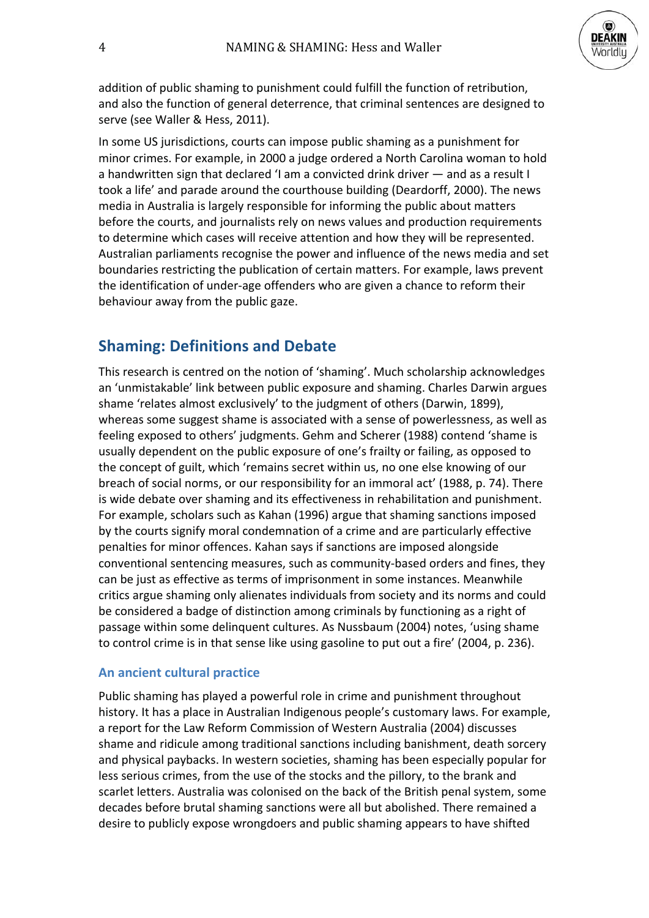addition of public shaming to punishment could fulfill the function of retribution, and also the function of general deterrence, that criminal sentences are designed to serve (see Waller & Hess, 2011).

In some US jurisdictions, courts can impose public shaming as a punishment for minor crimes. For example, in 2000 a judge ordered a North Carolina woman to hold a handwritten sign that declared 'I am a convicted drink driver — and as a result I took a life' and parade around the courthouse building (Deardorff, 2000). The news media in Australia is largely responsible for informing the public about matters before the courts, and journalists rely on news values and production requirements to determine which cases will receive attention and how they will be represented. Australian parliaments recognise the power and influence of the news media and set boundaries restricting the publication of certain matters. For example, laws prevent the identification of under-age offenders who are given a chance to reform their behaviour away from the public gaze.

## Shaming: Definitions and Debate

This research is centred on the notion of 'shaming'. Much scholarship acknowledges an 'unmistakable' link between public exposure and shaming. Charles Darwin argues shame 'relates almost exclusively' to the judgment of others (Darwin, 1899), whereas some suggest shame is associated with a sense of powerlessness, as well as feeling exposed to others' judgments. Gehm and Scherer (1988) contend 'shame is usually dependent on the public exposure of one's frailty or failing, as opposed to the concept of guilt, which 'remains secret within us, no one else knowing of our breach of social norms, or our responsibility for an immoral act' (1988, p. 74). There is wide debate over shaming and its effectiveness in rehabilitation and punishment. For example, scholars such as Kahan (1996) argue that shaming sanctions imposed by the courts signify moral condemnation of a crime and are particularly effective penalties for minor offences. Kahan says if sanctions are imposed alongside conventional sentencing measures, such as community-based orders and fines, they can be just as effective as terms of imprisonment in some instances. Meanwhile critics argue shaming only alienates individuals from society and its norms and could be considered a badge of distinction among criminals by functioning as a right of passage within some delinquent cultures. As Nussbaum (2004) notes, 'using shame to control crime is in that sense like using gasoline to put out a fire' (2004, p. 236).

### An ancient cultural practice

Public shaming has played a powerful role in crime and punishment throughout history. It has a place in Australian Indigenous people's customary laws. For example, a report for the Law Reform Commission of Western Australia (2004) discusses shame and ridicule among traditional sanctions including banishment, death sorcery and physical paybacks. In western societies, shaming has been especially popular for less serious crimes, from the use of the stocks and the pillory, to the brank and scarlet letters. Australia was colonised on the back of the British penal system, some decades before brutal shaming sanctions were all but abolished. There remained a desire to publicly expose wrongdoers and public shaming appears to have shifted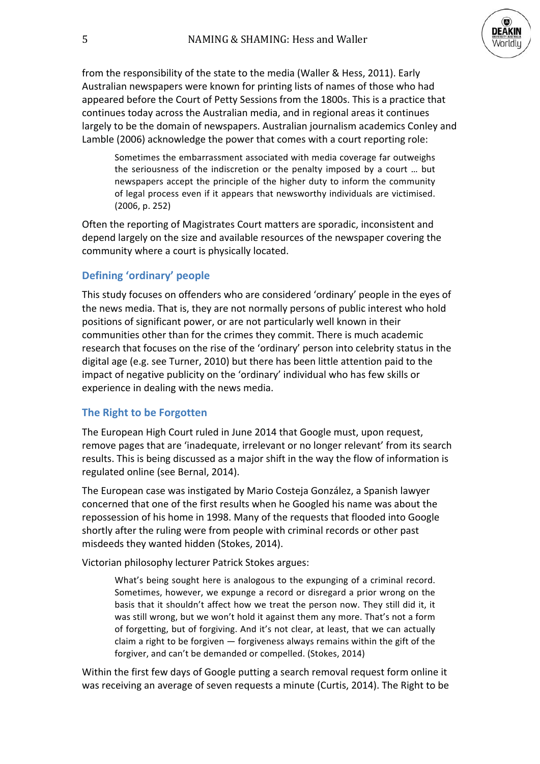from the responsibility of the state to the media (Waller & Hess, 2011). Early Australian newspapers were known for printing lists of names of those who had appeared before the Court of Petty Sessions from the 1800s. This is a practice that continues today across the Australian media, and in regional areas it continues largely to be the domain of newspapers. Australian journalism academics Conley and Lamble (2006) acknowledge the power that comes with a court reporting role:

> Sometimes the embarrassment associated with media coverage far outweighs the seriousness of the indiscretion or the penalty imposed by a court … but newspapers accept the principle of the higher duty to inform the community of legal process even if it appears that newsworthy individuals are victimised. (2006, p. 252)

Often the reporting of Magistrates Court matters are sporadic, inconsistent and depend largely on the size and available resources of the newspaper covering the community where a court is physically located.

### Defining 'ordinary' people

This study focuses on offenders who are considered 'ordinary' people in the eyes of the news media. That is, they are not normally persons of public interest who hold positions of significant power, or are not particularly well known in their communities other than for the crimes they commit. There is much academic research that focuses on the rise of the 'ordinary' person into celebrity status in the digital age (e.g. see Turner, 2010) but there has been little attention paid to the impact of negative publicity on the 'ordinary' individual who has few skills or experience in dealing with the news media.

### The Right to be Forgotten

The European High Court ruled in June 2014 that Google must, upon request, remove pages that are 'inadequate, irrelevant or no longer relevant' from its search results. This is being discussed as a major shift in the way the flow of information is regulated online (see Bernal, 2014).

The European case was instigated by Mario Costeja González, a Spanish lawyer concerned that one of the first results when he Googled his name was about the repossession of his home in 1998. Many of the requests that flooded into Google shortly after the ruling were from people with criminal records or other past misdeeds they wanted hidden (Stokes, 2014).

Victorian philosophy lecturer Patrick Stokes argues:

> What's being sought here is analogous to the expunging of a criminal record. Sometimes, however, we expunge a record or disregard a prior wrong on the basis that it shouldn't affect how we treat the person now. They still did it, it was still wrong, but we won't hold it against them any more. That's not a form of forgetting, but of forgiving. And it's not clear, at least, that we can actually claim a right to be forgiven — forgiveness always remains within the gift of the forgiver, and can't be demanded or compelled. (Stokes, 2014)

Within the first few days of Google putting a search removal request form online it was receiving an average of seven requests a minute (Curtis, 2014). The Right to be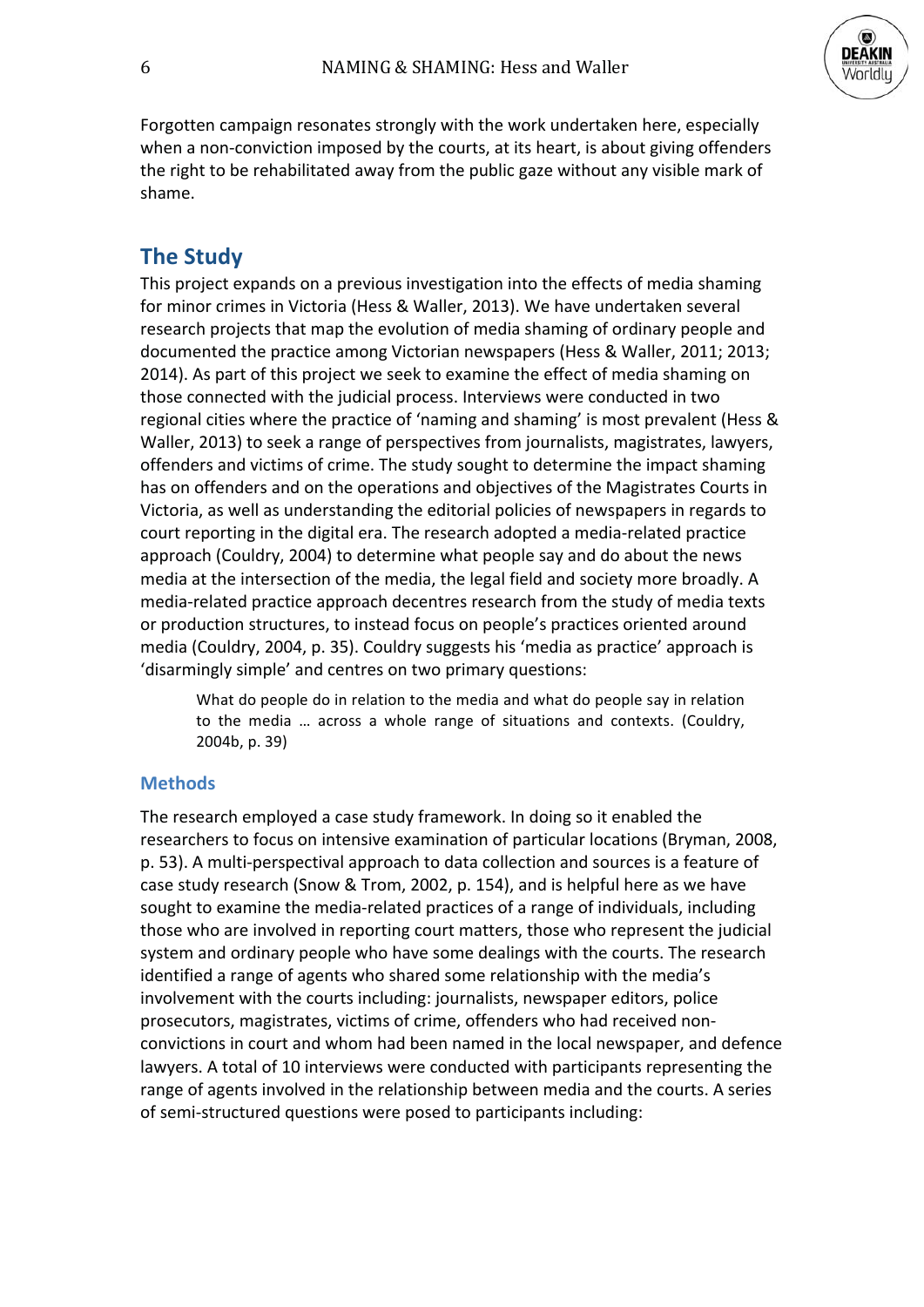Forgotten campaign resonates strongly with the work undertaken here, especially when a non-conviction imposed by the courts, at its heart, is about giving offenders the right to be rehabilitated away from the public gaze without any visible mark of shame.

## The Study

This project expands on a previous investigation into the effects of media shaming for minor crimes in Victoria (Hess & Waller, 2013). We have undertaken several research projects that map the evolution of media shaming of ordinary people and documented the practice among Victorian newspapers (Hess & Waller, 2011; 2013; 2014). As part of this project we seek to examine the effect of media shaming on those connected with the judicial process. Interviews were conducted in two regional cities where the practice of 'naming and shaming' is most prevalent (Hess & Waller, 2013) to seek a range of perspectives from journalists, magistrates, lawyers, offenders and victims of crime. The study sought to determine the impact shaming has on offenders and on the operations and objectives of the Magistrates Courts in Victoria, as well as understanding the editorial policies of newspapers in regards to court reporting in the digital era. The research adopted a media-related practice approach (Couldry, 2004) to determine what people say and do about the news media at the intersection of the media, the legal field and society more broadly. A media-related practice approach decentres research from the study of media texts or production structures, to instead focus on people's practices oriented around media (Couldry, 2004, p. 35). Couldry suggests his 'media as practice' approach is 'disarmingly simple' and centres on two primary questions:

> What do people do in relation to the media and what do people say in relation to the media … across a whole range of situations and contexts. (Couldry, 2004b, p. 39)

### Methods

The research employed a case study framework. In doing so it enabled the researchers to focus on intensive examination of particular locations (Bryman, 2008, p. 53). A multi-perspectival approach to data collection and sources is a feature of case study research (Snow & Trom, 2002, p. 154), and is helpful here as we have sought to examine the media-related practices of a range of individuals, including those who are involved in reporting court matters, those who represent the judicial system and ordinary people who have some dealings with the courts. The research identified a range of agents who shared some relationship with the media's involvement with the courts including: journalists, newspaper editors, police prosecutors, magistrates, victims of crime, offenders who had received non-convictions in court and whom had been named in the local newspaper, and defence lawyers. A total of 10 interviews were conducted with participants representing the range of agents involved in the relationship between media and the courts. A series of semi-structured questions were posed to participants including: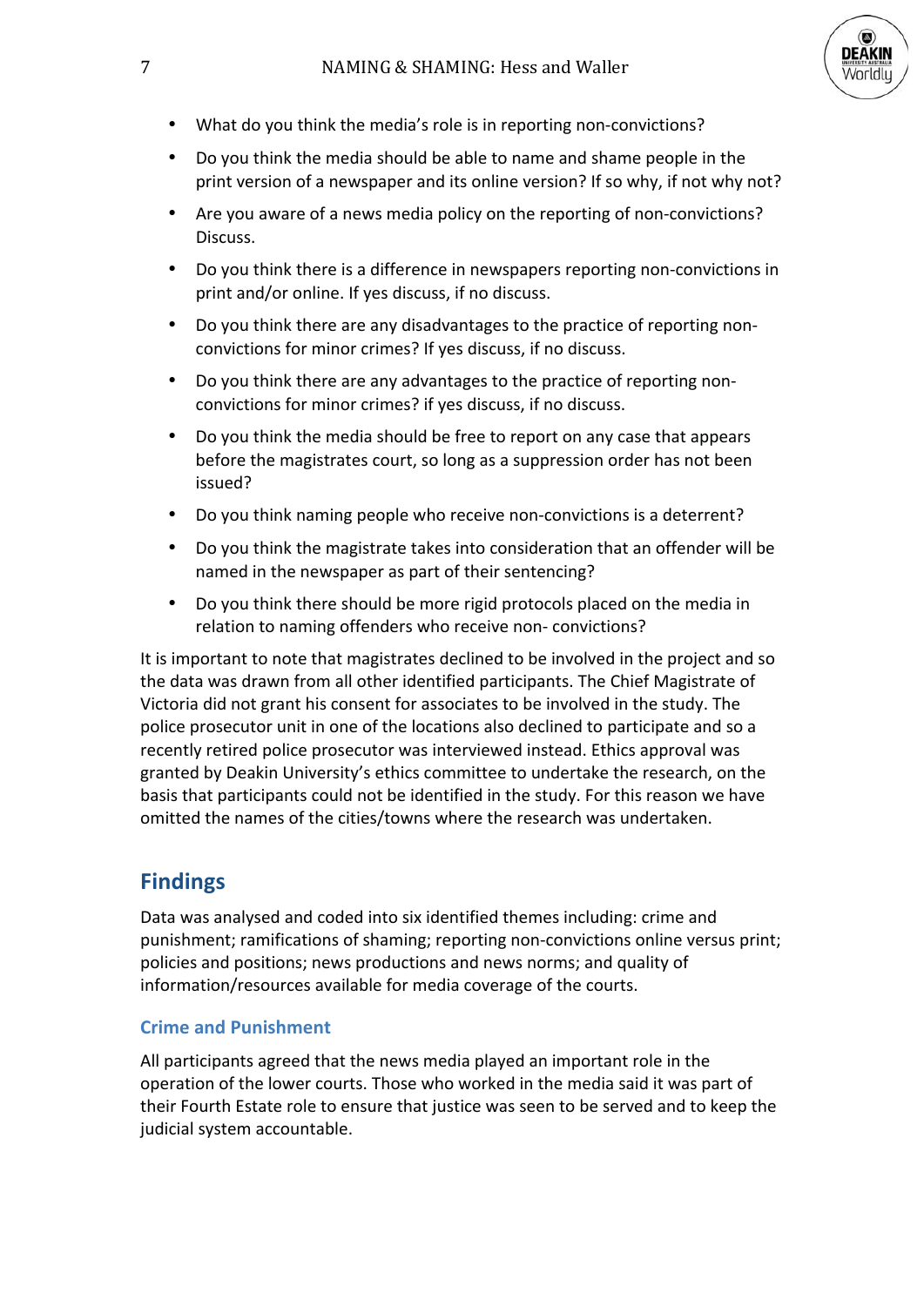- What do you think the media's role is in reporting non-convictions?
- Do you think the media should be able to name and shame people in the print version of a newspaper and its online version? If so why, if not why not?
- Are you aware of a news media policy on the reporting of non-convictions? Discuss.
- Do you think there is a difference in newspapers reporting non-convictions in print and/or online. If yes discuss, if no discuss.
- Do you think there are any disadvantages to the practice of reporting non-convictions for minor crimes? If yes discuss, if no discuss.
- Do you think there are any advantages to the practice of reporting non-convictions for minor crimes? if yes discuss, if no discuss.
- Do you think the media should be free to report on any case that appears before the magistrates court, so long as a suppression order has not been issued?
- Do you think naming people who receive non-convictions is a deterrent?
- Do you think the magistrate takes into consideration that an offender will be named in the newspaper as part of their sentencing?
- Do you think there should be more rigid protocols placed on the media in relation to naming offenders who receive non- convictions?

It is important to note that magistrates declined to be involved in the project and so the data was drawn from all other identified participants. The Chief Magistrate of Victoria did not grant his consent for associates to be involved in the study. The police prosecutor unit in one of the locations also declined to participate and so a recently retired police prosecutor was interviewed instead. Ethics approval was granted by Deakin University's ethics committee to undertake the research, on the basis that participants could not be identified in the study. For this reason we have omitted the names of the cities/towns where the research was undertaken.

## Findings

Data was analysed and coded into six identified themes including: crime and punishment; ramifications of shaming; reporting non-convictions online versus print; policies and positions; news productions and news norms; and quality of information/resources available for media coverage of the courts.

### Crime and Punishment

All participants agreed that the news media played an important role in the operation of the lower courts. Those who worked in the media said it was part of their Fourth Estate role to ensure that justice was seen to be served and to keep the judicial system accountable.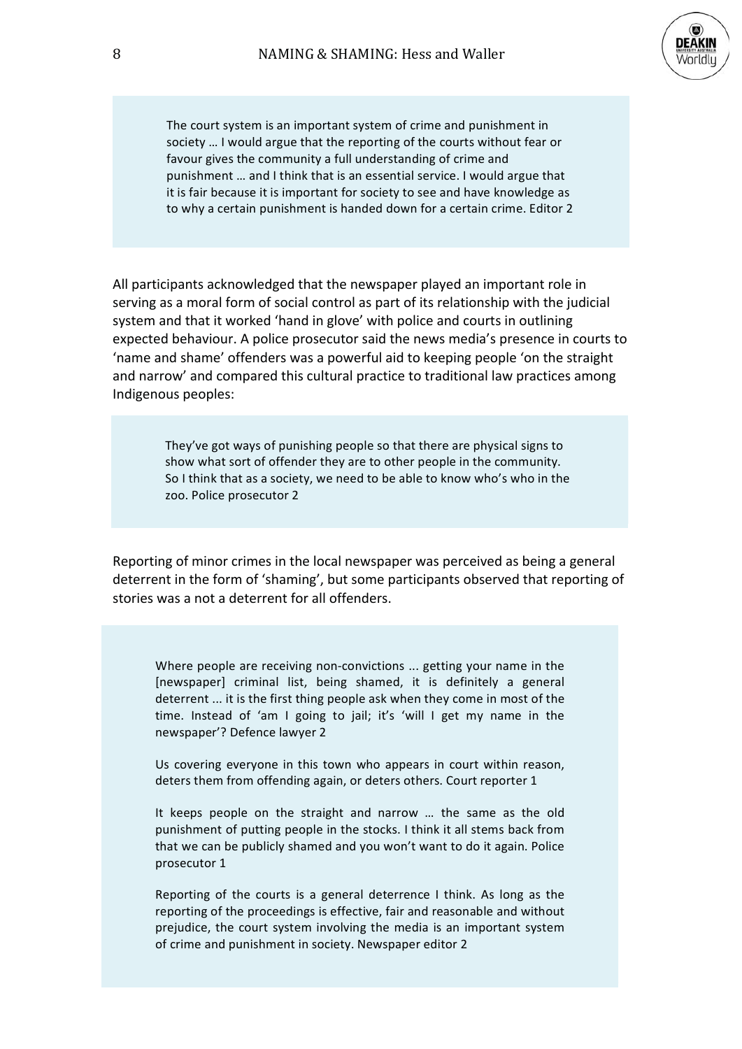> The court system is an important system of crime and punishment in society … I would argue that the reporting of the courts without fear or favour gives the community a full understanding of crime and punishment … and I think that is an essential service. I would argue that it is fair because it is important for society to see and have knowledge as to why a certain punishment is handed down for a certain crime. Editor 2

All participants acknowledged that the newspaper played an important role in serving as a moral form of social control as part of its relationship with the judicial system and that it worked 'hand in glove' with police and courts in outlining expected behaviour. A police prosecutor said the news media's presence in courts to 'name and shame' offenders was a powerful aid to keeping people 'on the straight and narrow' and compared this cultural practice to traditional law practices among Indigenous peoples:

> They've got ways of punishing people so that there are physical signs to show what sort of offender they are to other people in the community. So I think that as a society, we need to be able to know who's who in the zoo. Police prosecutor 2

Reporting of minor crimes in the local newspaper was perceived as being a general deterrent in the form of 'shaming', but some participants observed that reporting of stories was a not a deterrent for all offenders.

> Where people are receiving non-convictions ... getting your name in the [newspaper] criminal list, being shamed, it is definitely a general deterrent ... it is the first thing people ask when they come in most of the time. Instead of 'am I going to jail; it's 'will I get my name in the newspaper'? Defence lawyer 2
>
> Us covering everyone in this town who appears in court within reason, deters them from offending again, or deters others. Court reporter 1
>
> It keeps people on the straight and narrow … the same as the old punishment of putting people in the stocks. I think it all stems back from that we can be publicly shamed and you won't want to do it again. Police prosecutor 1
>
> Reporting of the courts is a general deterrence I think. As long as the reporting of the proceedings is effective, fair and reasonable and without prejudice, the court system involving the media is an important system of crime and punishment in society. Newspaper editor 2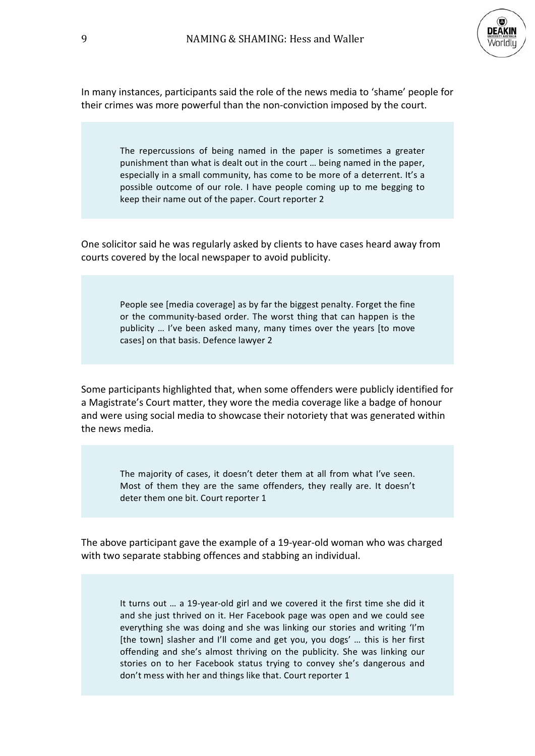In many instances, participants said the role of the news media to 'shame' people for their crimes was more powerful than the non-conviction imposed by the court.

> The repercussions of being named in the paper is sometimes a greater punishment than what is dealt out in the court … being named in the paper, especially in a small community, has come to be more of a deterrent. It's a possible outcome of our role. I have people coming up to me begging to keep their name out of the paper. Court reporter 2

One solicitor said he was regularly asked by clients to have cases heard away from courts covered by the local newspaper to avoid publicity.

> People see [media coverage] as by far the biggest penalty. Forget the fine or the community-based order. The worst thing that can happen is the publicity … I've been asked many, many times over the years [to move cases] on that basis. Defence lawyer 2

Some participants highlighted that, when some offenders were publicly identified for a Magistrate's Court matter, they wore the media coverage like a badge of honour and were using social media to showcase their notoriety that was generated within the news media.

> The majority of cases, it doesn't deter them at all from what I've seen. Most of them they are the same offenders, they really are. It doesn't deter them one bit. Court reporter 1

The above participant gave the example of a 19-year-old woman who was charged with two separate stabbing offences and stabbing an individual.

> It turns out … a 19-year-old girl and we covered it the first time she did it and she just thrived on it. Her Facebook page was open and we could see everything she was doing and she was linking our stories and writing 'I'm [the town] slasher and I'll come and get you, you dogs' … this is her first offending and she's almost thriving on the publicity. She was linking our stories on to her Facebook status trying to convey she's dangerous and don't mess with her and things like that. Court reporter 1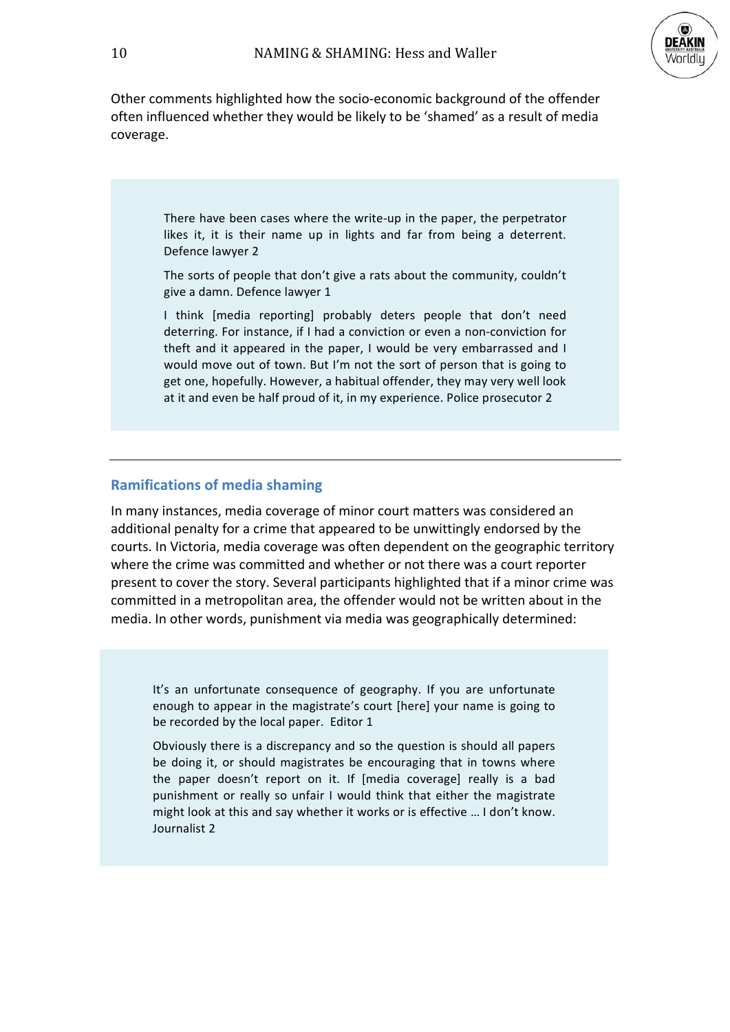Other comments highlighted how the socio-economic background of the offender often influenced whether they would be likely to be 'shamed' as a result of media coverage.

> There have been cases where the write-up in the paper, the perpetrator likes it, it is their name up in lights and far from being a deterrent. Defence lawyer 2
>
> The sorts of people that don't give a rats about the community, couldn't give a damn. Defence lawyer 1
>
> I think [media reporting] probably deters people that don't need deterring. For instance, if I had a conviction or even a non-conviction for theft and it appeared in the paper, I would be very embarrassed and I would move out of town. But I'm not the sort of person that is going to get one, hopefully. However, a habitual offender, they may very well look at it and even be half proud of it, in my experience. Police prosecutor 2

---

## Ramifications of media shaming

In many instances, media coverage of minor court matters was considered an additional penalty for a crime that appeared to be unwittingly endorsed by the courts. In Victoria, media coverage was often dependent on the geographic territory where the crime was committed and whether or not there was a court reporter present to cover the story. Several participants highlighted that if a minor crime was committed in a metropolitan area, the offender would not be written about in the media. In other words, punishment via media was geographically determined:

> It's an unfortunate consequence of geography. If you are unfortunate enough to appear in the magistrate's court [here] your name is going to be recorded by the local paper. Editor 1
>
> Obviously there is a discrepancy and so the question is should all papers be doing it, or should magistrates be encouraging that in towns where the paper doesn't report on it. If [media coverage] really is a bad punishment or really so unfair I would think that either the magistrate might look at this and say whether it works or is effective … I don't know. Journalist 2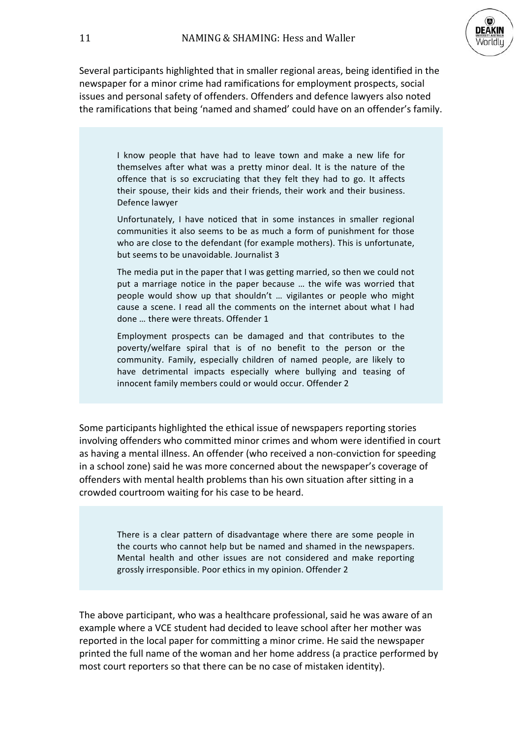Several participants highlighted that in smaller regional areas, being identified in the newspaper for a minor crime had ramifications for employment prospects, social issues and personal safety of offenders. Offenders and defence lawyers also noted the ramifications that being 'named and shamed' could have on an offender's family.

> I know people that have had to leave town and make a new life for themselves after what was a pretty minor deal. It is the nature of the offence that is so excruciating that they felt they had to go. It affects their spouse, their kids and their friends, their work and their business. Defence lawyer
>
> Unfortunately, I have noticed that in some instances in smaller regional communities it also seems to be as much a form of punishment for those who are close to the defendant (for example mothers). This is unfortunate, but seems to be unavoidable. Journalist 3
>
> The media put in the paper that I was getting married, so then we could not put a marriage notice in the paper because … the wife was worried that people would show up that shouldn't … vigilantes or people who might cause a scene. I read all the comments on the internet about what I had done … there were threats. Offender 1
>
> Employment prospects can be damaged and that contributes to the poverty/welfare spiral that is of no benefit to the person or the community. Family, especially children of named people, are likely to have detrimental impacts especially where bullying and teasing of innocent family members could or would occur. Offender 2

Some participants highlighted the ethical issue of newspapers reporting stories involving offenders who committed minor crimes and whom were identified in court as having a mental illness. An offender (who received a non-conviction for speeding in a school zone) said he was more concerned about the newspaper's coverage of offenders with mental health problems than his own situation after sitting in a crowded courtroom waiting for his case to be heard.

> There is a clear pattern of disadvantage where there are some people in the courts who cannot help but be named and shamed in the newspapers. Mental health and other issues are not considered and make reporting grossly irresponsible. Poor ethics in my opinion. Offender 2

The above participant, who was a healthcare professional, said he was aware of an example where a VCE student had decided to leave school after her mother was reported in the local paper for committing a minor crime. He said the newspaper printed the full name of the woman and her home address (a practice performed by most court reporters so that there can be no case of mistaken identity).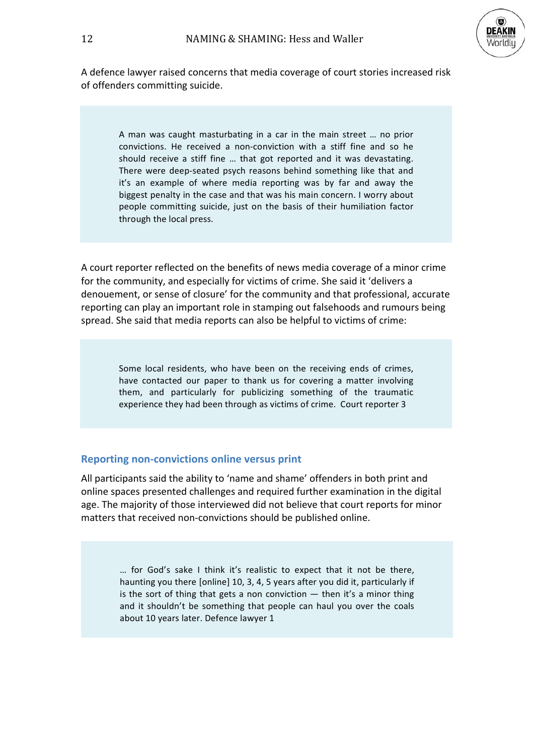A defence lawyer raised concerns that media coverage of court stories increased risk of offenders committing suicide.

> A man was caught masturbating in a car in the main street … no prior convictions. He received a non-conviction with a stiff fine and so he should receive a stiff fine … that got reported and it was devastating. There were deep-seated psych reasons behind something like that and it's an example of where media reporting was by far and away the biggest penalty in the case and that was his main concern. I worry about people committing suicide, just on the basis of their humiliation factor through the local press.

A court reporter reflected on the benefits of news media coverage of a minor crime for the community, and especially for victims of crime. She said it 'delivers a denouement, or sense of closure' for the community and that professional, accurate reporting can play an important role in stamping out falsehoods and rumours being spread. She said that media reports can also be helpful to victims of crime:

> Some local residents, who have been on the receiving ends of crimes, have contacted our paper to thank us for covering a matter involving them, and particularly for publicizing something of the traumatic experience they had been through as victims of crime. Court reporter 3

## Reporting non-convictions online versus print

All participants said the ability to 'name and shame' offenders in both print and online spaces presented challenges and required further examination in the digital age. The majority of those interviewed did not believe that court reports for minor matters that received non-convictions should be published online.

> … for God's sake I think it's realistic to expect that it not be there, haunting you there [online] 10, 3, 4, 5 years after you did it, particularly if is the sort of thing that gets a non conviction — then it's a minor thing and it shouldn't be something that people can haul you over the coals about 10 years later. Defence lawyer 1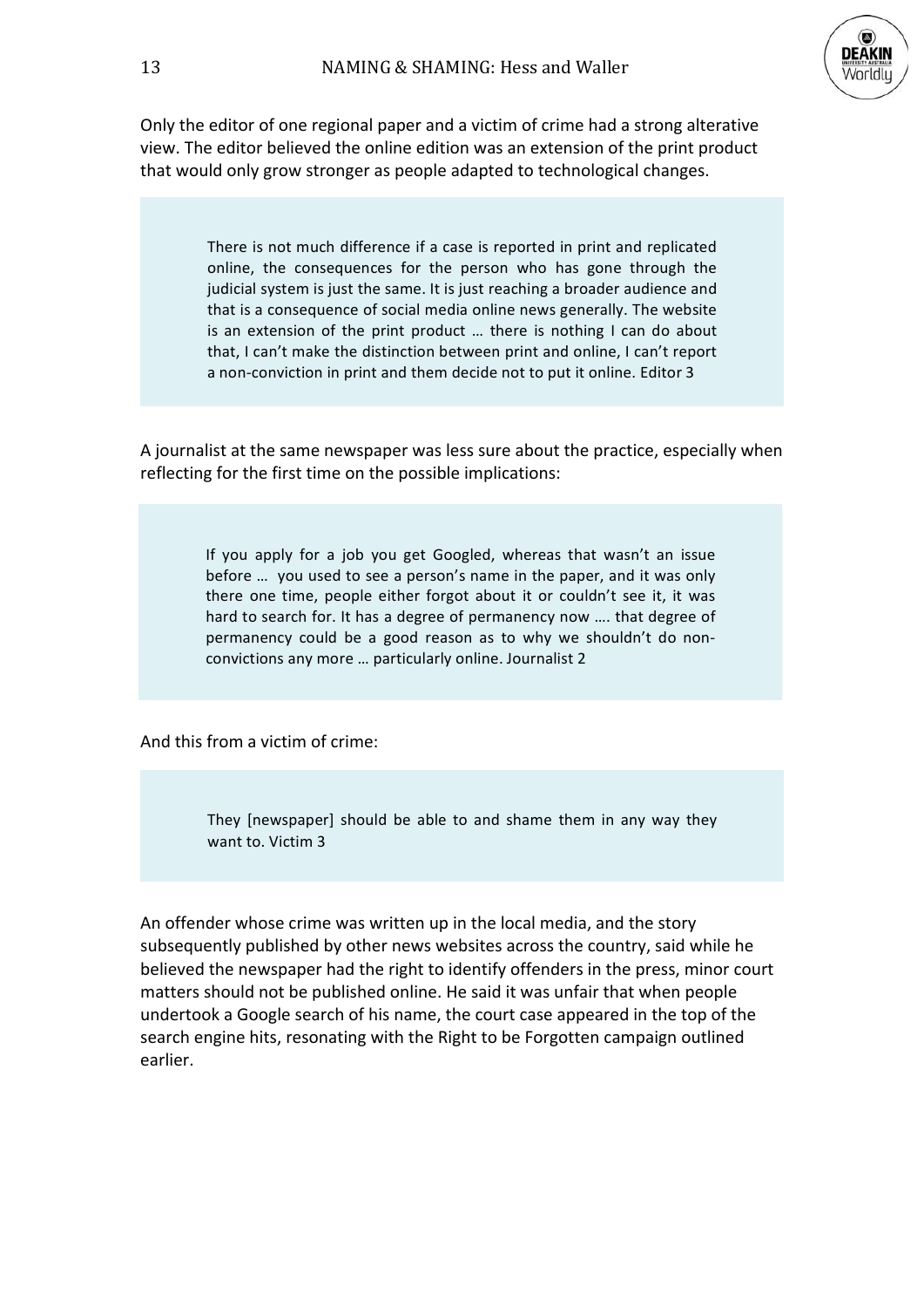Only the editor of one regional paper and a victim of crime had a strong alterative view. The editor believed the online edition was an extension of the print product that would only grow stronger as people adapted to technological changes.

> There is not much difference if a case is reported in print and replicated online, the consequences for the person who has gone through the judicial system is just the same. It is just reaching a broader audience and that is a consequence of social media online news generally. The website is an extension of the print product … there is nothing I can do about that, I can't make the distinction between print and online, I can't report a non-conviction in print and them decide not to put it online. Editor 3

A journalist at the same newspaper was less sure about the practice, especially when reflecting for the first time on the possible implications:

> If you apply for a job you get Googled, whereas that wasn't an issue before … you used to see a person's name in the paper, and it was only there one time, people either forgot about it or couldn't see it, it was hard to search for. It has a degree of permanency now …. that degree of permanency could be a good reason as to why we shouldn't do non-convictions any more … particularly online. Journalist 2

And this from a victim of crime:

> They [newspaper] should be able to and shame them in any way they want to. Victim 3

An offender whose crime was written up in the local media, and the story subsequently published by other news websites across the country, said while he believed the newspaper had the right to identify offenders in the press, minor court matters should not be published online. He said it was unfair that when people undertook a Google search of his name, the court case appeared in the top of the search engine hits, resonating with the Right to be Forgotten campaign outlined earlier.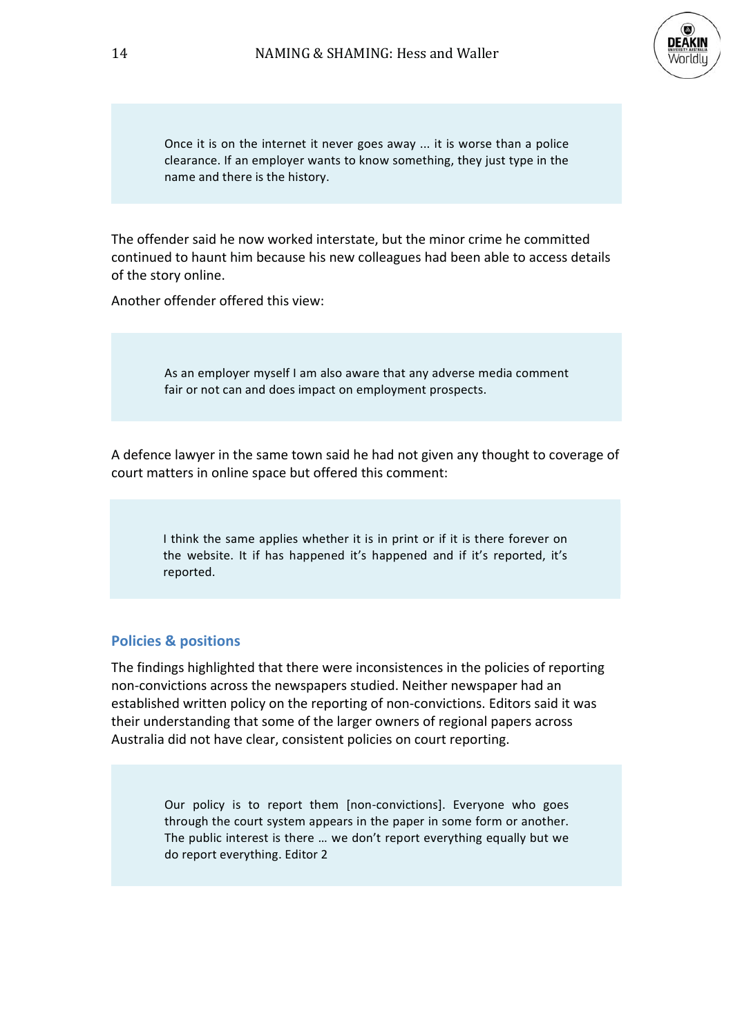> Once it is on the internet it never goes away ... it is worse than a police clearance. If an employer wants to know something, they just type in the name and there is the history.

The offender said he now worked interstate, but the minor crime he committed continued to haunt him because his new colleagues had been able to access details of the story online.

Another offender offered this view:

> As an employer myself I am also aware that any adverse media comment fair or not can and does impact on employment prospects.

A defence lawyer in the same town said he had not given any thought to coverage of court matters in online space but offered this comment:

> I think the same applies whether it is in print or if it is there forever on the website. It if has happened it's happened and if it's reported, it's reported.

### Policies & positions

The findings highlighted that there were inconsistences in the policies of reporting non-convictions across the newspapers studied. Neither newspaper had an established written policy on the reporting of non-convictions. Editors said it was their understanding that some of the larger owners of regional papers across Australia did not have clear, consistent policies on court reporting.

> Our policy is to report them [non-convictions]. Everyone who goes through the court system appears in the paper in some form or another. The public interest is there … we don't report everything equally but we do report everything. Editor 2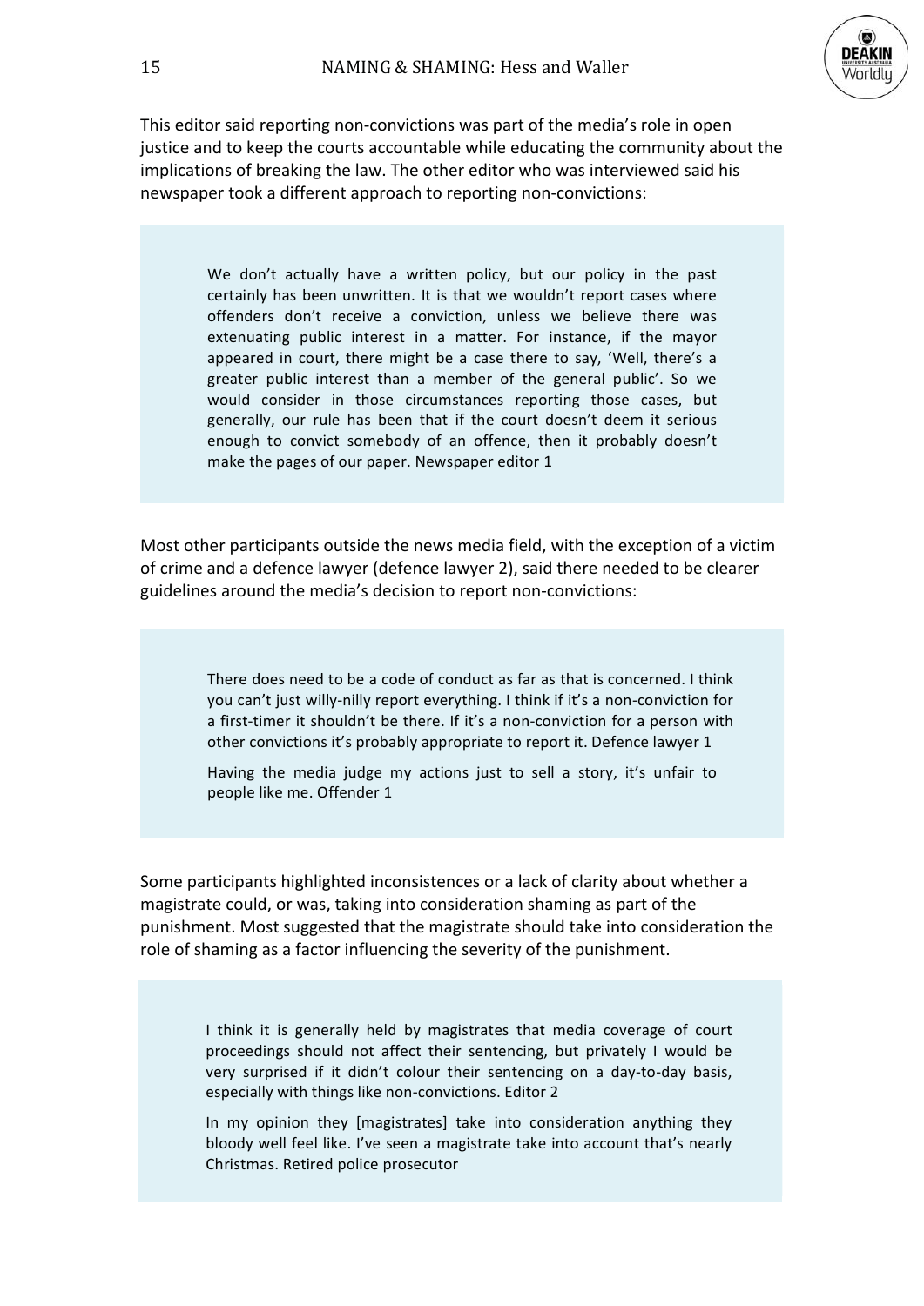This editor said reporting non-convictions was part of the media's role in open justice and to keep the courts accountable while educating the community about the implications of breaking the law. The other editor who was interviewed said his newspaper took a different approach to reporting non-convictions:

> We don't actually have a written policy, but our policy in the past certainly has been unwritten. It is that we wouldn't report cases where offenders don't receive a conviction, unless we believe there was extenuating public interest in a matter. For instance, if the mayor appeared in court, there might be a case there to say, 'Well, there's a greater public interest than a member of the general public'. So we would consider in those circumstances reporting those cases, but generally, our rule has been that if the court doesn't deem it serious enough to convict somebody of an offence, then it probably doesn't make the pages of our paper. Newspaper editor 1

Most other participants outside the news media field, with the exception of a victim of crime and a defence lawyer (defence lawyer 2), said there needed to be clearer guidelines around the media's decision to report non-convictions:

> There does need to be a code of conduct as far as that is concerned. I think you can't just willy-nilly report everything. I think if it's a non-conviction for a first-timer it shouldn't be there. If it's a non-conviction for a person with other convictions it's probably appropriate to report it. Defence lawyer 1
>
> Having the media judge my actions just to sell a story, it's unfair to people like me. Offender 1

Some participants highlighted inconsistences or a lack of clarity about whether a magistrate could, or was, taking into consideration shaming as part of the punishment. Most suggested that the magistrate should take into consideration the role of shaming as a factor influencing the severity of the punishment.

> I think it is generally held by magistrates that media coverage of court proceedings should not affect their sentencing, but privately I would be very surprised if it didn't colour their sentencing on a day-to-day basis, especially with things like non-convictions. Editor 2
>
> In my opinion they [magistrates] take into consideration anything they bloody well feel like. I've seen a magistrate take into account that's nearly Christmas. Retired police prosecutor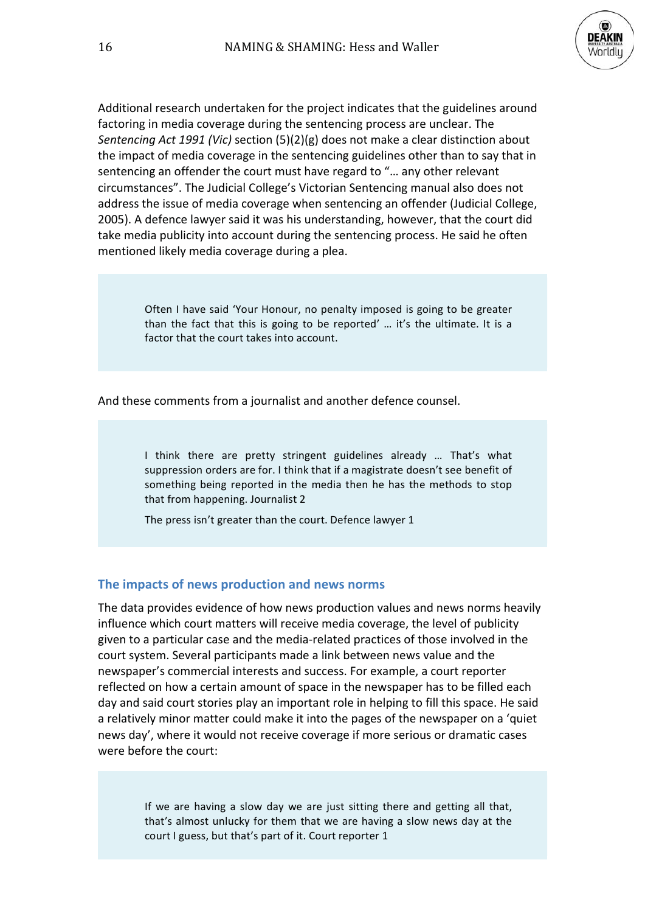Additional research undertaken for the project indicates that the guidelines around factoring in media coverage during the sentencing process are unclear. The *Sentencing Act 1991 (Vic)* section (5)(2)(g) does not make a clear distinction about the impact of media coverage in the sentencing guidelines other than to say that in sentencing an offender the court must have regard to "… any other relevant circumstances". The Judicial College's Victorian Sentencing manual also does not address the issue of media coverage when sentencing an offender (Judicial College, 2005). A defence lawyer said it was his understanding, however, that the court did take media publicity into account during the sentencing process. He said he often mentioned likely media coverage during a plea.

> Often I have said 'Your Honour, no penalty imposed is going to be greater than the fact that this is going to be reported' … it's the ultimate. It is a factor that the court takes into account.

And these comments from a journalist and another defence counsel.

> I think there are pretty stringent guidelines already … That's what suppression orders are for. I think that if a magistrate doesn't see benefit of something being reported in the media then he has the methods to stop that from happening. Journalist 2
>
> The press isn't greater than the court. Defence lawyer 1

## The impacts of news production and news norms

The data provides evidence of how news production values and news norms heavily influence which court matters will receive media coverage, the level of publicity given to a particular case and the media-related practices of those involved in the court system. Several participants made a link between news value and the newspaper's commercial interests and success. For example, a court reporter reflected on how a certain amount of space in the newspaper has to be filled each day and said court stories play an important role in helping to fill this space. He said a relatively minor matter could make it into the pages of the newspaper on a 'quiet news day', where it would not receive coverage if more serious or dramatic cases were before the court:

> If we are having a slow day we are just sitting there and getting all that, that's almost unlucky for them that we are having a slow news day at the court I guess, but that's part of it. Court reporter 1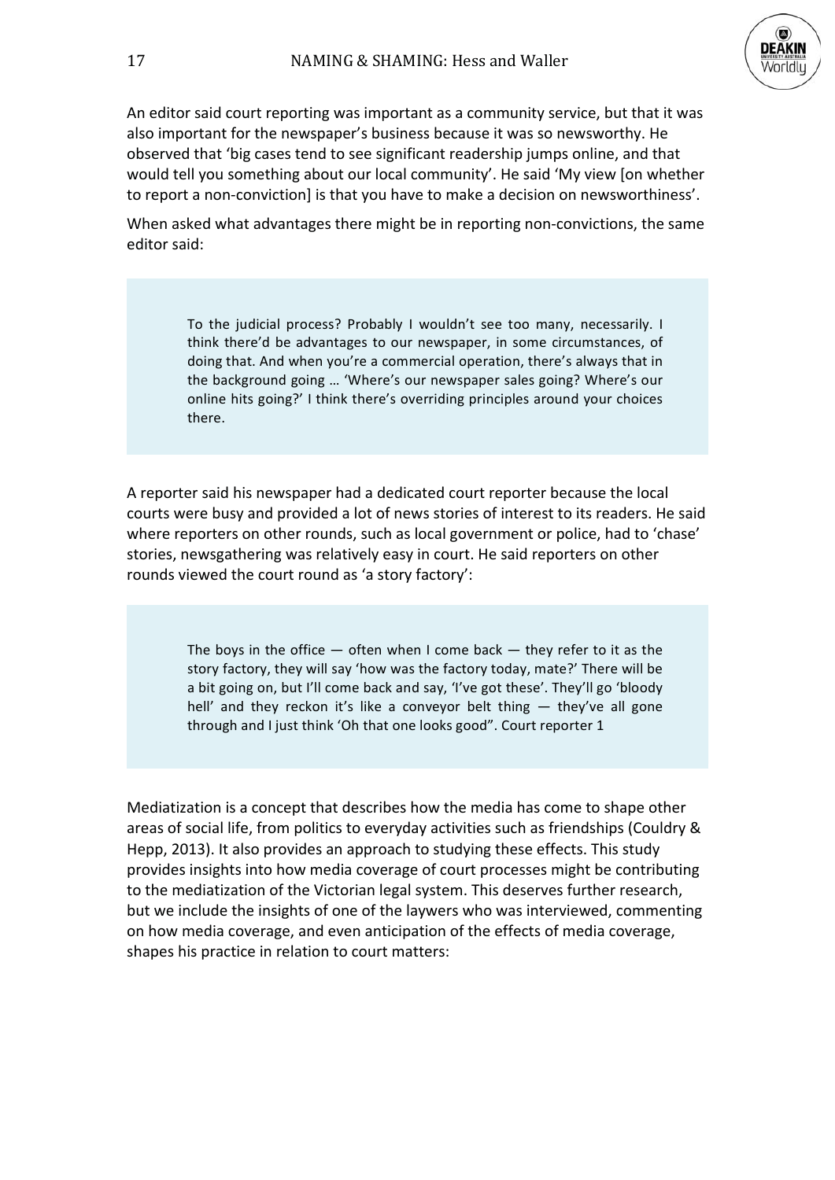An editor said court reporting was important as a community service, but that it was also important for the newspaper's business because it was so newsworthy. He observed that 'big cases tend to see significant readership jumps online, and that would tell you something about our local community'. He said 'My view [on whether to report a non-conviction] is that you have to make a decision on newsworthiness'.

When asked what advantages there might be in reporting non-convictions, the same editor said:

> To the judicial process? Probably I wouldn't see too many, necessarily. I think there'd be advantages to our newspaper, in some circumstances, of doing that. And when you're a commercial operation, there's always that in the background going … 'Where's our newspaper sales going? Where's our online hits going?' I think there's overriding principles around your choices there.

A reporter said his newspaper had a dedicated court reporter because the local courts were busy and provided a lot of news stories of interest to its readers. He said where reporters on other rounds, such as local government or police, had to 'chase' stories, newsgathering was relatively easy in court. He said reporters on other rounds viewed the court round as 'a story factory':

> The boys in the office — often when I come back — they refer to it as the story factory, they will say 'how was the factory today, mate?' There will be a bit going on, but I'll come back and say, 'I've got these'. They'll go 'bloody hell' and they reckon it's like a conveyor belt thing — they've all gone through and I just think 'Oh that one looks good". Court reporter 1

Mediatization is a concept that describes how the media has come to shape other areas of social life, from politics to everyday activities such as friendships (Couldry & Hepp, 2013). It also provides an approach to studying these effects. This study provides insights into how media coverage of court processes might be contributing to the mediatization of the Victorian legal system. This deserves further research, but we include the insights of one of the laywers who was interviewed, commenting on how media coverage, and even anticipation of the effects of media coverage, shapes his practice in relation to court matters: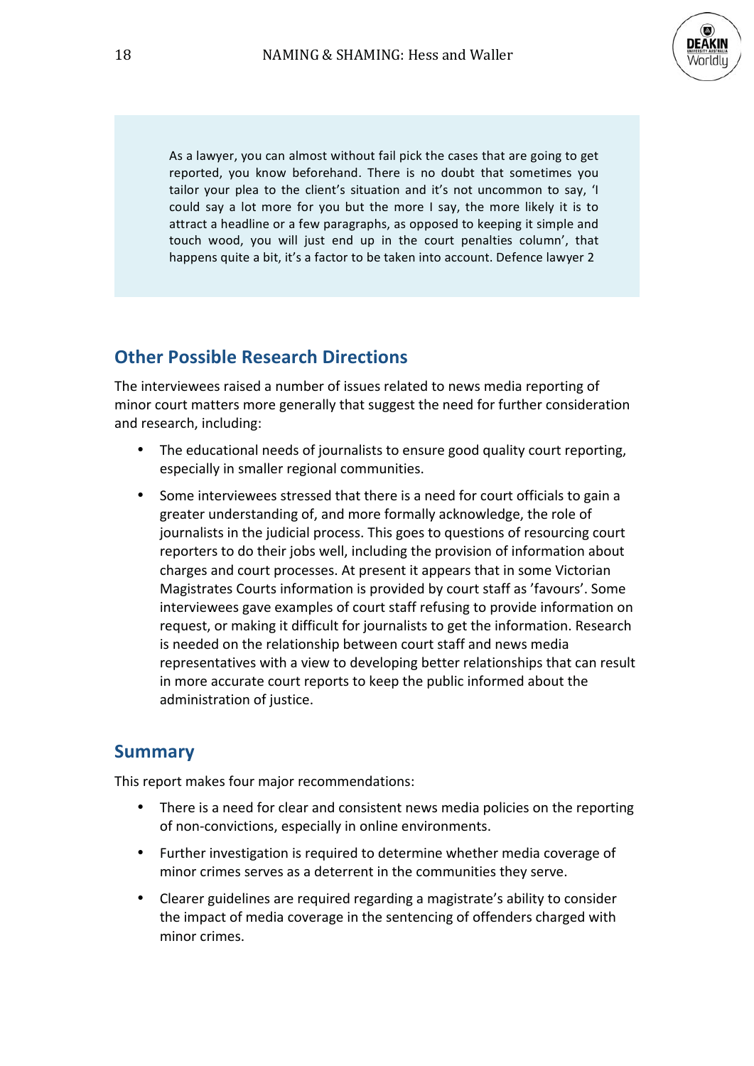> As a lawyer, you can almost without fail pick the cases that are going to get reported, you know beforehand. There is no doubt that sometimes you tailor your plea to the client's situation and it's not uncommon to say, 'I could say a lot more for you but the more I say, the more likely it is to attract a headline or a few paragraphs, as opposed to keeping it simple and touch wood, you will just end up in the court penalties column', that happens quite a bit, it's a factor to be taken into account. Defence lawyer 2

## Other Possible Research Directions

The interviewees raised a number of issues related to news media reporting of minor court matters more generally that suggest the need for further consideration and research, including:

- The educational needs of journalists to ensure good quality court reporting, especially in smaller regional communities.
- Some interviewees stressed that there is a need for court officials to gain a greater understanding of, and more formally acknowledge, the role of journalists in the judicial process. This goes to questions of resourcing court reporters to do their jobs well, including the provision of information about charges and court processes. At present it appears that in some Victorian Magistrates Courts information is provided by court staff as 'favours'. Some interviewees gave examples of court staff refusing to provide information on request, or making it difficult for journalists to get the information. Research is needed on the relationship between court staff and news media representatives with a view to developing better relationships that can result in more accurate court reports to keep the public informed about the administration of justice.

## Summary

This report makes four major recommendations:

- There is a need for clear and consistent news media policies on the reporting of non-convictions, especially in online environments.
- Further investigation is required to determine whether media coverage of minor crimes serves as a deterrent in the communities they serve.
- Clearer guidelines are required regarding a magistrate's ability to consider the impact of media coverage in the sentencing of offenders charged with minor crimes.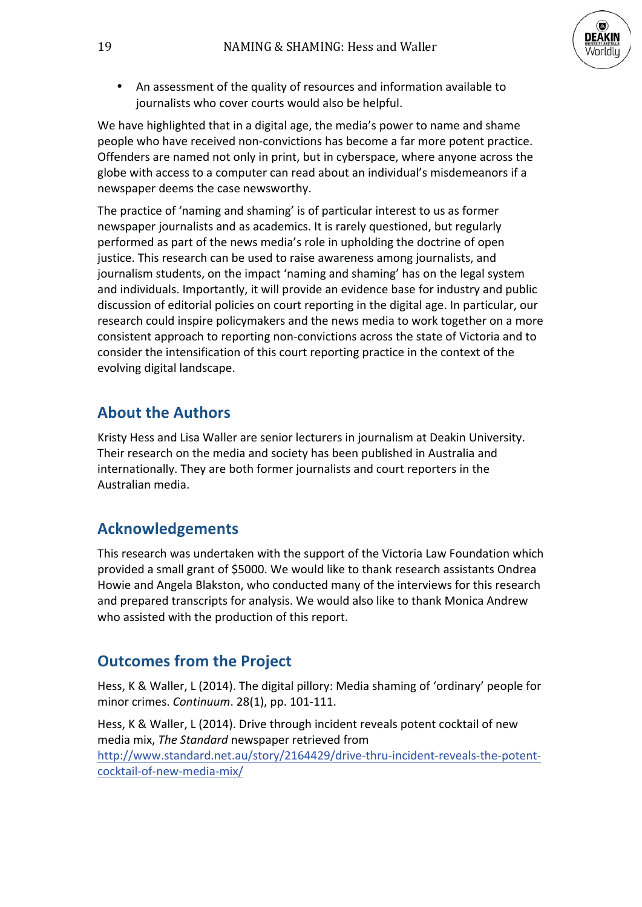- An assessment of the quality of resources and information available to journalists who cover courts would also be helpful.

We have highlighted that in a digital age, the media's power to name and shame people who have received non-convictions has become a far more potent practice. Offenders are named not only in print, but in cyberspace, where anyone across the globe with access to a computer can read about an individual's misdemeanors if a newspaper deems the case newsworthy.

The practice of 'naming and shaming' is of particular interest to us as former newspaper journalists and as academics. It is rarely questioned, but regularly performed as part of the news media's role in upholding the doctrine of open justice. This research can be used to raise awareness among journalists, and journalism students, on the impact 'naming and shaming' has on the legal system and individuals. Importantly, it will provide an evidence base for industry and public discussion of editorial policies on court reporting in the digital age. In particular, our research could inspire policymakers and the news media to work together on a more consistent approach to reporting non-convictions across the state of Victoria and to consider the intensification of this court reporting practice in the context of the evolving digital landscape.

## About the Authors

Kristy Hess and Lisa Waller are senior lecturers in journalism at Deakin University. Their research on the media and society has been published in Australia and internationally. They are both former journalists and court reporters in the Australian media.

## Acknowledgements

This research was undertaken with the support of the Victoria Law Foundation which provided a small grant of $5000. We would like to thank research assistants Ondrea Howie and Angela Blakston, who conducted many of the interviews for this research and prepared transcripts for analysis. We would also like to thank Monica Andrew who assisted with the production of this report.

## Outcomes from the Project

Hess, K & Waller, L (2014). The digital pillory: Media shaming of 'ordinary' people for minor crimes. *Continuum*. 28(1), pp. 101-111.

Hess, K & Waller, L (2014). Drive through incident reveals potent cocktail of new media mix, *The Standard* newspaper retrieved from http://www.standard.net.au/story/2164429/drive-thru-incident-reveals-the-potent-cocktail-of-new-media-mix/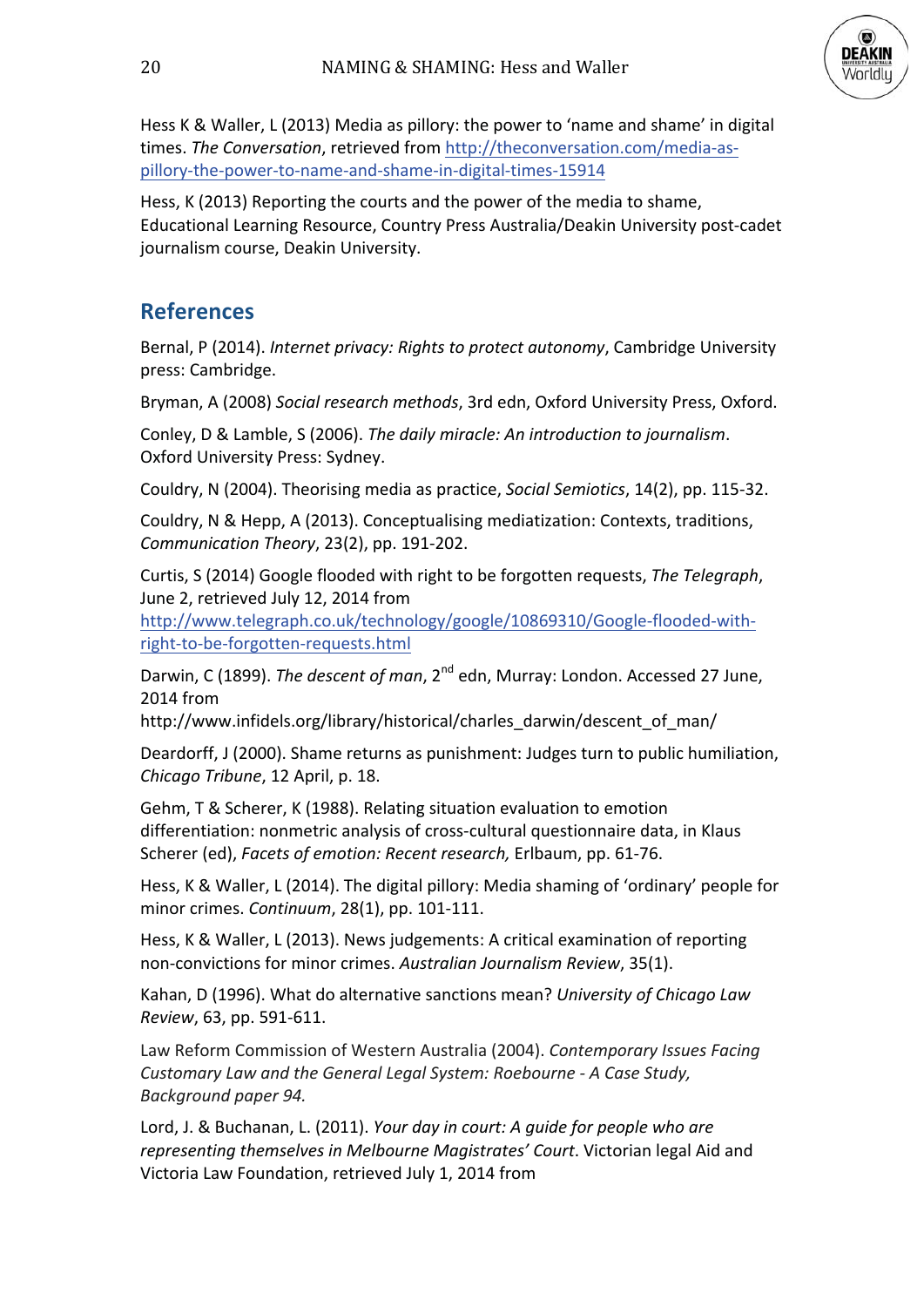Hess K & Waller, L (2013) Media as pillory: the power to 'name and shame' in digital times. *The Conversation*, retrieved from http://theconversation.com/media-as-pillory-the-power-to-name-and-shame-in-digital-times-15914

Hess, K (2013) Reporting the courts and the power of the media to shame, Educational Learning Resource, Country Press Australia/Deakin University post-cadet journalism course, Deakin University.

## References

Bernal, P (2014). *Internet privacy: Rights to protect autonomy*, Cambridge University press: Cambridge.

Bryman, A (2008) *Social research methods*, 3rd edn, Oxford University Press, Oxford.

Conley, D & Lamble, S (2006). *The daily miracle: An introduction to journalism*. Oxford University Press: Sydney.

Couldry, N (2004). Theorising media as practice, *Social Semiotics*, 14(2), pp. 115-32.

Couldry, N & Hepp, A (2013). Conceptualising mediatization: Contexts, traditions, *Communication Theory*, 23(2), pp. 191-202.

Curtis, S (2014) Google flooded with right to be forgotten requests, *The Telegraph*, June 2, retrieved July 12, 2014 from http://www.telegraph.co.uk/technology/google/10869310/Google-flooded-with-right-to-be-forgotten-requests.html

Darwin, C (1899). *The descent of man*, 2nd edn, Murray: London. Accessed 27 June, 2014 from http://www.infidels.org/library/historical/charles_darwin/descent_of_man/

Deardorff, J (2000). Shame returns as punishment: Judges turn to public humiliation, *Chicago Tribune*, 12 April, p. 18.

Gehm, T & Scherer, K (1988). Relating situation evaluation to emotion differentiation: nonmetric analysis of cross-cultural questionnaire data, in Klaus Scherer (ed), *Facets of emotion: Recent research,* Erlbaum, pp. 61-76.

Hess, K & Waller, L (2014). The digital pillory: Media shaming of 'ordinary' people for minor crimes. *Continuum*, 28(1), pp. 101-111.

Hess, K & Waller, L (2013). News judgements: A critical examination of reporting non-convictions for minor crimes. *Australian Journalism Review*, 35(1).

Kahan, D (1996). What do alternative sanctions mean? *University of Chicago Law Review*, 63, pp. 591-611.

Law Reform Commission of Western Australia (2004). *Contemporary Issues Facing Customary Law and the General Legal System: Roebourne - A Case Study, Background paper 94.*

Lord, J. & Buchanan, L. (2011). *Your day in court: A guide for people who are representing themselves in Melbourne Magistrates' Court*. Victorian legal Aid and Victoria Law Foundation, retrieved July 1, 2014 from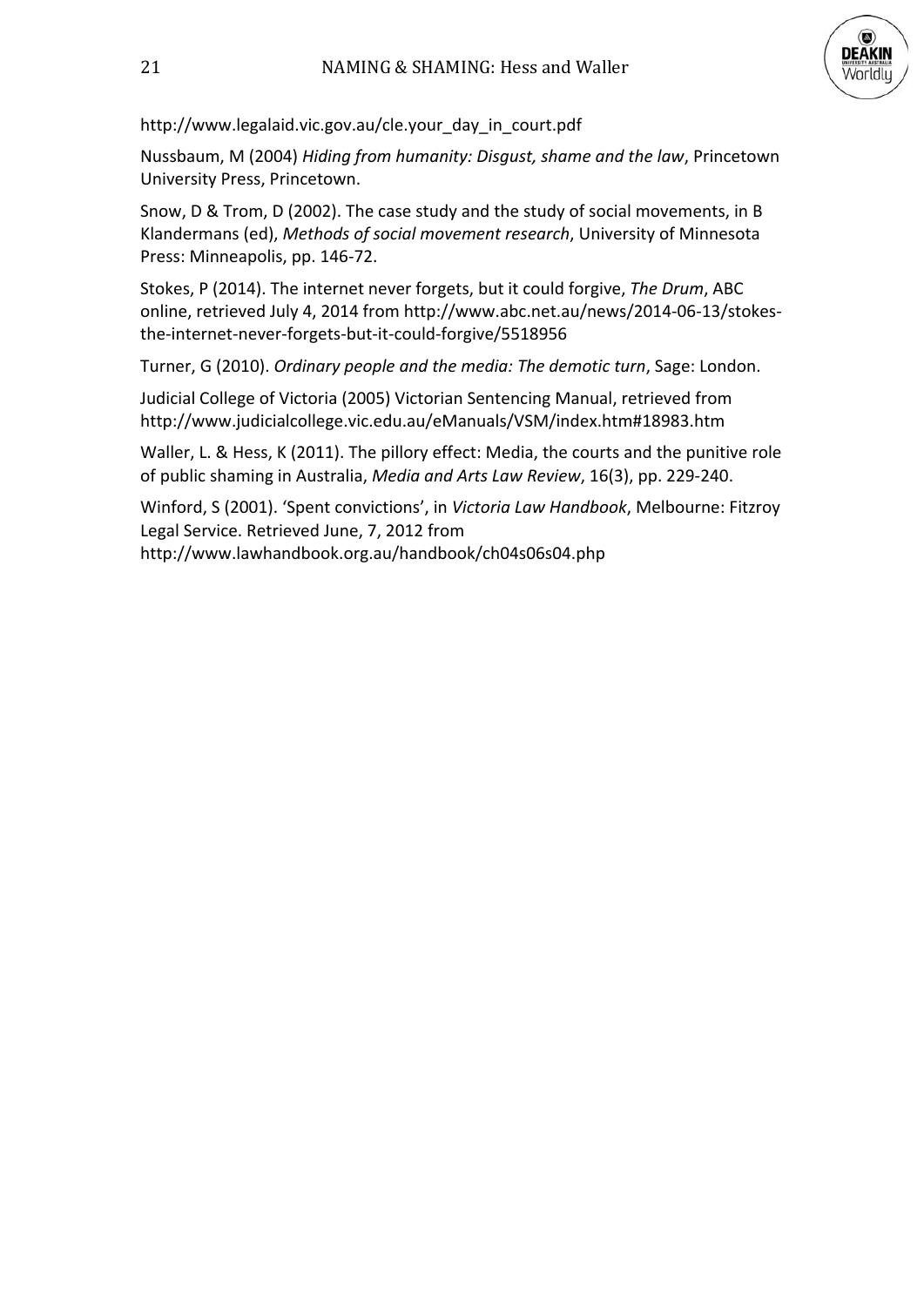http://www.legalaid.vic.gov.au/cle.your_day_in_court.pdf

Nussbaum, M (2004) *Hiding from humanity: Disgust, shame and the law*, Princetown University Press, Princetown.

Snow, D & Trom, D (2002). The case study and the study of social movements, in B Klandermans (ed), *Methods of social movement research*, University of Minnesota Press: Minneapolis, pp. 146-72.

Stokes, P (2014). The internet never forgets, but it could forgive, *The Drum*, ABC online, retrieved July 4, 2014 from http://www.abc.net.au/news/2014-06-13/stokes-the-internet-never-forgets-but-it-could-forgive/5518956

Turner, G (2010). *Ordinary people and the media: The demotic turn*, Sage: London.

Judicial College of Victoria (2005) Victorian Sentencing Manual, retrieved from http://www.judicialcollege.vic.edu.au/eManuals/VSM/index.htm#18983.htm

Waller, L. & Hess, K (2011). The pillory effect: Media, the courts and the punitive role of public shaming in Australia, *Media and Arts Law Review*, 16(3), pp. 229-240.

Winford, S (2001). 'Spent convictions', in *Victoria Law Handbook*, Melbourne: Fitzroy Legal Service. Retrieved June, 7, 2012 from http://www.lawhandbook.org.au/handbook/ch04s06s04.php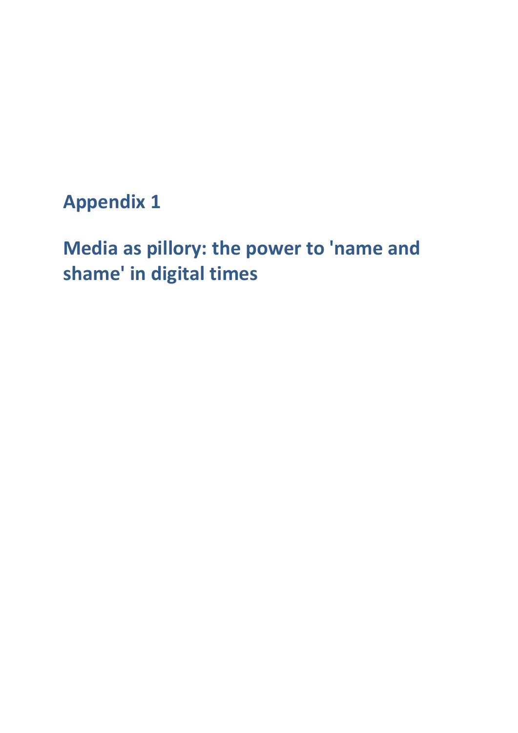# Appendix 1

# Media as pillory: the power to 'name and shame' in digital times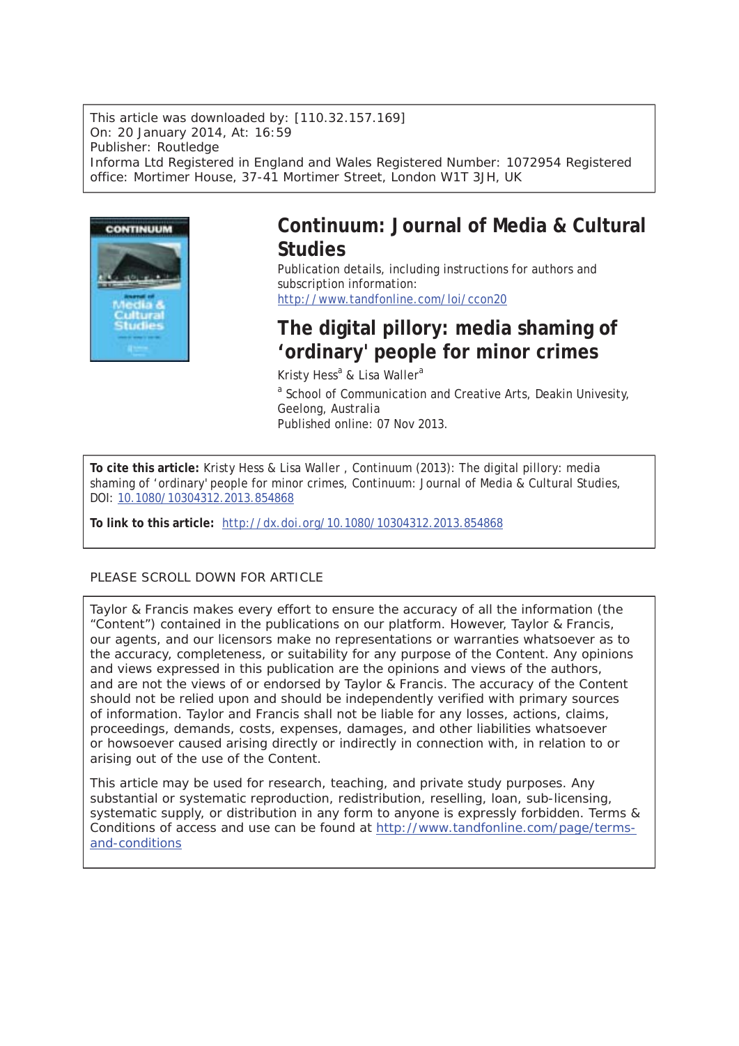This article was downloaded by: [110.32.157.169]
On: 20 January 2014, At: 16:59
Publisher: Routledge
Informa Ltd Registered in England and Wales Registered Number: 1072954 Registered office: Mortimer House, 37-41 Mortimer Street, London W1T 3JH, UK

# Continuum: Journal of Media & Cultural Studies

Publication details, including instructions for authors and subscription information:
http://www.tandfonline.com/loi/ccon20

## The digital pillory: media shaming of 'ordinary' people for minor crimes

Kristy Hess[a] & Lisa Waller[a]

[a] School of Communication and Creative Arts, Deakin Univesity, Geelong, Australia

Published online: 07 Nov 2013.

**To cite this article:** Kristy Hess & Lisa Waller , Continuum (2013): The digital pillory: media shaming of 'ordinary' people for minor crimes, Continuum: Journal of Media & Cultural Studies, DOI: 10.1080/10304312.2013.854868

**To link to this article:** http://dx.doi.org/10.1080/10304312.2013.854868

PLEASE SCROLL DOWN FOR ARTICLE

Taylor & Francis makes every effort to ensure the accuracy of all the information (the "Content") contained in the publications on our platform. However, Taylor & Francis, our agents, and our licensors make no representations or warranties whatsoever as to the accuracy, completeness, or suitability for any purpose of the Content. Any opinions and views expressed in this publication are the opinions and views of the authors, and are not the views of or endorsed by Taylor & Francis. The accuracy of the Content should not be relied upon and should be independently verified with primary sources of information. Taylor and Francis shall not be liable for any losses, actions, claims, proceedings, demands, costs, expenses, damages, and other liabilities whatsoever or howsoever caused arising directly or indirectly in connection with, in relation to or arising out of the use of the Content.

This article may be used for research, teaching, and private study purposes. Any substantial or systematic reproduction, redistribution, reselling, loan, sub-licensing, systematic supply, or distribution in any form to anyone is expressly forbidden. Terms & Conditions of access and use can be found at http://www.tandfonline.com/page/terms-and-conditions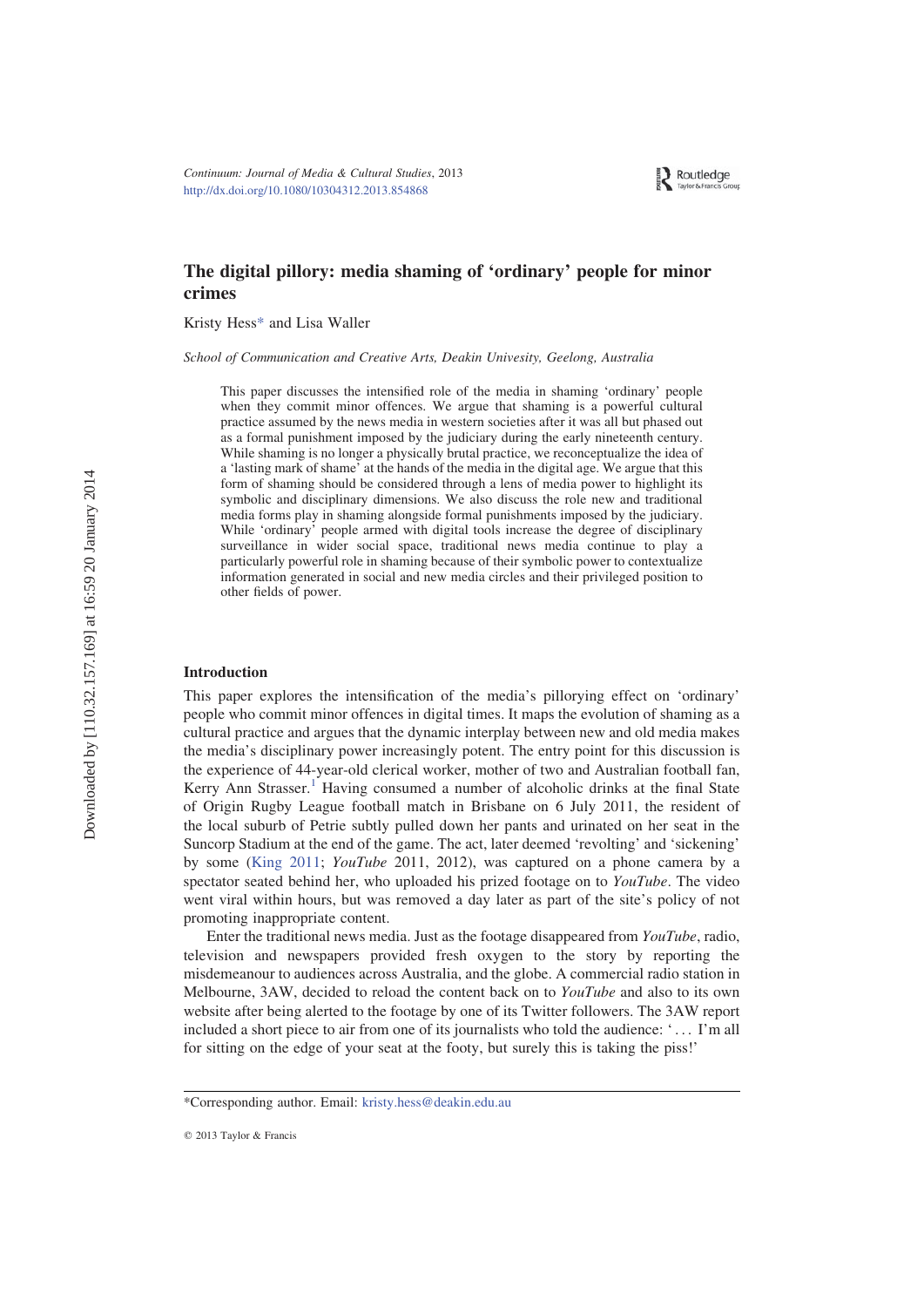# The digital pillory: media shaming of 'ordinary' people for minor crimes

Kristy Hess* and Lisa Waller

*School of Communication and Creative Arts, Deakin Univesity, Geelong, Australia*

> This paper discusses the intensified role of the media in shaming 'ordinary' people when they commit minor offences. We argue that shaming is a powerful cultural practice assumed by the news media in western societies after it was all but phased out as a formal punishment imposed by the judiciary during the early nineteenth century. While shaming is no longer a physically brutal practice, we reconceptualize the idea of a 'lasting mark of shame' at the hands of the media in the digital age. We argue that this form of shaming should be considered through a lens of media power to highlight its symbolic and disciplinary dimensions. We also discuss the role new and traditional media forms play in shaming alongside formal punishments imposed by the judiciary. While 'ordinary' people armed with digital tools increase the degree of disciplinary surveillance in wider social space, traditional news media continue to play a particularly powerful role in shaming because of their symbolic power to contextualize information generated in social and new media circles and their privileged position to other fields of power.

## Introduction

This paper explores the intensification of the media's pillorying effect on 'ordinary' people who commit minor offences in digital times. It maps the evolution of shaming as a cultural practice and argues that the dynamic interplay between new and old media makes the media's disciplinary power increasingly potent. The entry point for this discussion is the experience of 44-year-old clerical worker, mother of two and Australian football fan, Kerry Ann Strasser.[1] Having consumed a number of alcoholic drinks at the final State of Origin Rugby League football match in Brisbane on 6 July 2011, the resident of the local suburb of Petrie subtly pulled down her pants and urinated on her seat in the Suncorp Stadium at the end of the game. The act, later deemed 'revolting' and 'sickening' by some (King 2011; *YouTube* 2011, 2012), was captured on a phone camera by a spectator seated behind her, who uploaded his prized footage on to *YouTube*. The video went viral within hours, but was removed a day later as part of the site's policy of not promoting inappropriate content.

Enter the traditional news media. Just as the footage disappeared from *YouTube*, radio, television and newspapers provided fresh oxygen to the story by reporting the misdemeanour to audiences across Australia, and the globe. A commercial radio station in Melbourne, 3AW, decided to reload the content back on to *YouTube* and also to its own website after being alerted to the footage by one of its Twitter followers. The 3AW report included a short piece to air from one of its journalists who told the audience: '... I'm all for sitting on the edge of your seat at the footy, but surely this is taking the piss!'

*Corresponding author. Email: kristy.hess@deakin.edu.au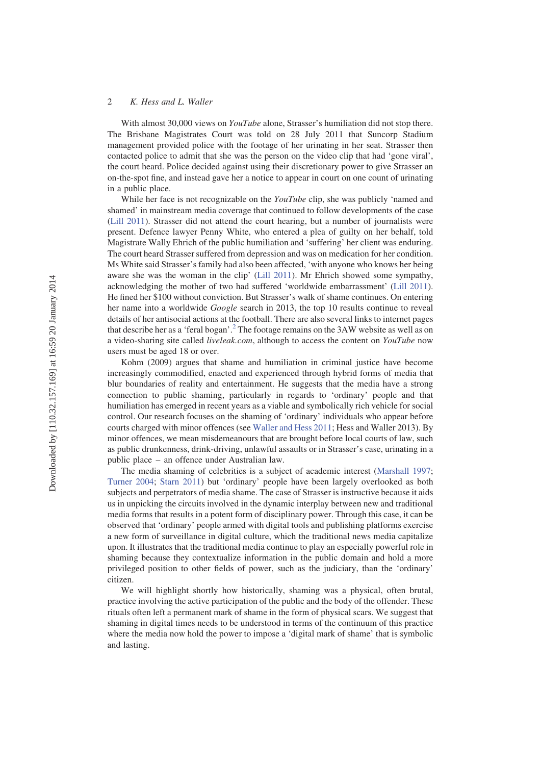With almost 30,000 views on *YouTube* alone, Strasser's humiliation did not stop there. The Brisbane Magistrates Court was told on 28 July 2011 that Suncorp Stadium management provided police with the footage of her urinating in her seat. Strasser then contacted police to admit that she was the person on the video clip that had 'gone viral', the court heard. Police decided against using their discretionary power to give Strasser an on-the-spot fine, and instead gave her a notice to appear in court on one count of urinating in a public place.

While her face is not recognizable on the *YouTube* clip, she was publicly 'named and shamed' in mainstream media coverage that continued to follow developments of the case (Lill 2011). Strasser did not attend the court hearing, but a number of journalists were present. Defence lawyer Penny White, who entered a plea of guilty on her behalf, told Magistrate Wally Ehrich of the public humiliation and 'suffering' her client was enduring. The court heard Strasser suffered from depression and was on medication for her condition. Ms White said Strasser's family had also been affected, 'with anyone who knows her being aware she was the woman in the clip' (Lill 2011). Mr Ehrich showed some sympathy, acknowledging the mother of two had suffered 'worldwide embarrassment' (Lill 2011). He fined her $100 without conviction. But Strasser's walk of shame continues. On entering her name into a worldwide *Google* search in 2013, the top 10 results continue to reveal details of her antisocial actions at the football. There are also several links to internet pages that describe her as a 'feral bogan'.[2] The footage remains on the 3AW website as well as on a video-sharing site called *liveleak.com*, although to access the content on *YouTube* now users must be aged 18 or over.

Kohm (2009) argues that shame and humiliation in criminal justice have become increasingly commodified, enacted and experienced through hybrid forms of media that blur boundaries of reality and entertainment. He suggests that the media have a strong connection to public shaming, particularly in regards to 'ordinary' people and that humiliation has emerged in recent years as a viable and symbolically rich vehicle for social control. Our research focuses on the shaming of 'ordinary' individuals who appear before courts charged with minor offences (see Waller and Hess 2011; Hess and Waller 2013). By minor offences, we mean misdemeanours that are brought before local courts of law, such as public drunkenness, drink-driving, unlawful assaults or in Strasser's case, urinating in a public place – an offence under Australian law.

The media shaming of celebrities is a subject of academic interest (Marshall 1997; Turner 2004; Starn 2011) but 'ordinary' people have been largely overlooked as both subjects and perpetrators of media shame. The case of Strasser is instructive because it aids us in unpicking the circuits involved in the dynamic interplay between new and traditional media forms that results in a potent form of disciplinary power. Through this case, it can be observed that 'ordinary' people armed with digital tools and publishing platforms exercise a new form of surveillance in digital culture, which the traditional news media capitalize upon. It illustrates that the traditional media continue to play an especially powerful role in shaming because they contextualize information in the public domain and hold a more privileged position to other fields of power, such as the judiciary, than the 'ordinary' citizen.

We will highlight shortly how historically, shaming was a physical, often brutal, practice involving the active participation of the public and the body of the offender. These rituals often left a permanent mark of shame in the form of physical scars. We suggest that shaming in digital times needs to be understood in terms of the continuum of this practice where the media now hold the power to impose a 'digital mark of shame' that is symbolic and lasting.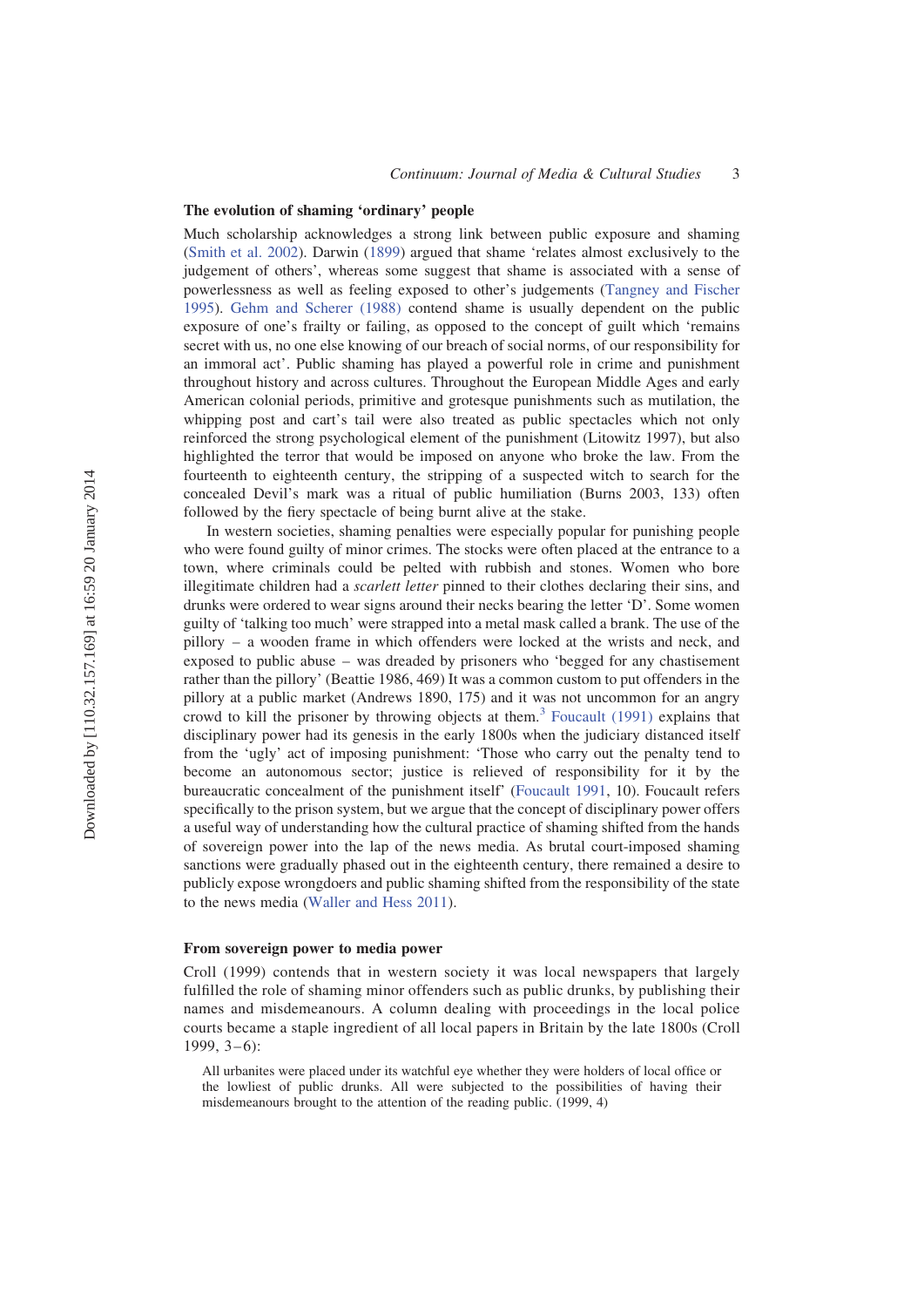### The evolution of shaming 'ordinary' people

Much scholarship acknowledges a strong link between public exposure and shaming (Smith et al. 2002). Darwin (1899) argued that shame 'relates almost exclusively to the judgement of others', whereas some suggest that shame is associated with a sense of powerlessness as well as feeling exposed to other's judgements (Tangney and Fischer 1995). Gehm and Scherer (1988) contend shame is usually dependent on the public exposure of one's frailty or failing, as opposed to the concept of guilt which 'remains secret with us, no one else knowing of our breach of social norms, of our responsibility for an immoral act'. Public shaming has played a powerful role in crime and punishment throughout history and across cultures. Throughout the European Middle Ages and early American colonial periods, primitive and grotesque punishments such as mutilation, the whipping post and cart's tail were also treated as public spectacles which not only reinforced the strong psychological element of the punishment (Litowitz 1997), but also highlighted the terror that would be imposed on anyone who broke the law. From the fourteenth to eighteenth century, the stripping of a suspected witch to search for the concealed Devil's mark was a ritual of public humiliation (Burns 2003, 133) often followed by the fiery spectacle of being burnt alive at the stake.

In western societies, shaming penalties were especially popular for punishing people who were found guilty of minor crimes. The stocks were often placed at the entrance to a town, where criminals could be pelted with rubbish and stones. Women who bore illegitimate children had a *scarlett letter* pinned to their clothes declaring their sins, and drunks were ordered to wear signs around their necks bearing the letter 'D'. Some women guilty of 'talking too much' were strapped into a metal mask called a brank. The use of the pillory – a wooden frame in which offenders were locked at the wrists and neck, and exposed to public abuse – was dreaded by prisoners who 'begged for any chastisement rather than the pillory' (Beattie 1986, 469) It was a common custom to put offenders in the pillory at a public market (Andrews 1890, 175) and it was not uncommon for an angry crowd to kill the prisoner by throwing objects at them.[3] Foucault (1991) explains that disciplinary power had its genesis in the early 1800s when the judiciary distanced itself from the 'ugly' act of imposing punishment: 'Those who carry out the penalty tend to become an autonomous sector; justice is relieved of responsibility for it by the bureaucratic concealment of the punishment itself' (Foucault 1991, 10). Foucault refers specifically to the prison system, but we argue that the concept of disciplinary power offers a useful way of understanding how the cultural practice of shaming shifted from the hands of sovereign power into the lap of the news media. As brutal court-imposed shaming sanctions were gradually phased out in the eighteenth century, there remained a desire to publicly expose wrongdoers and public shaming shifted from the responsibility of the state to the news media (Waller and Hess 2011).

### From sovereign power to media power

Croll (1999) contends that in western society it was local newspapers that largely fulfilled the role of shaming minor offenders such as public drunks, by publishing their names and misdemeanours. A column dealing with proceedings in the local police courts became a staple ingredient of all local papers in Britain by the late 1800s (Croll 1999, 3–6):

> All urbanites were placed under its watchful eye whether they were holders of local office or the lowliest of public drunks. All were subjected to the possibilities of having their misdemeanours brought to the attention of the reading public. (1999, 4)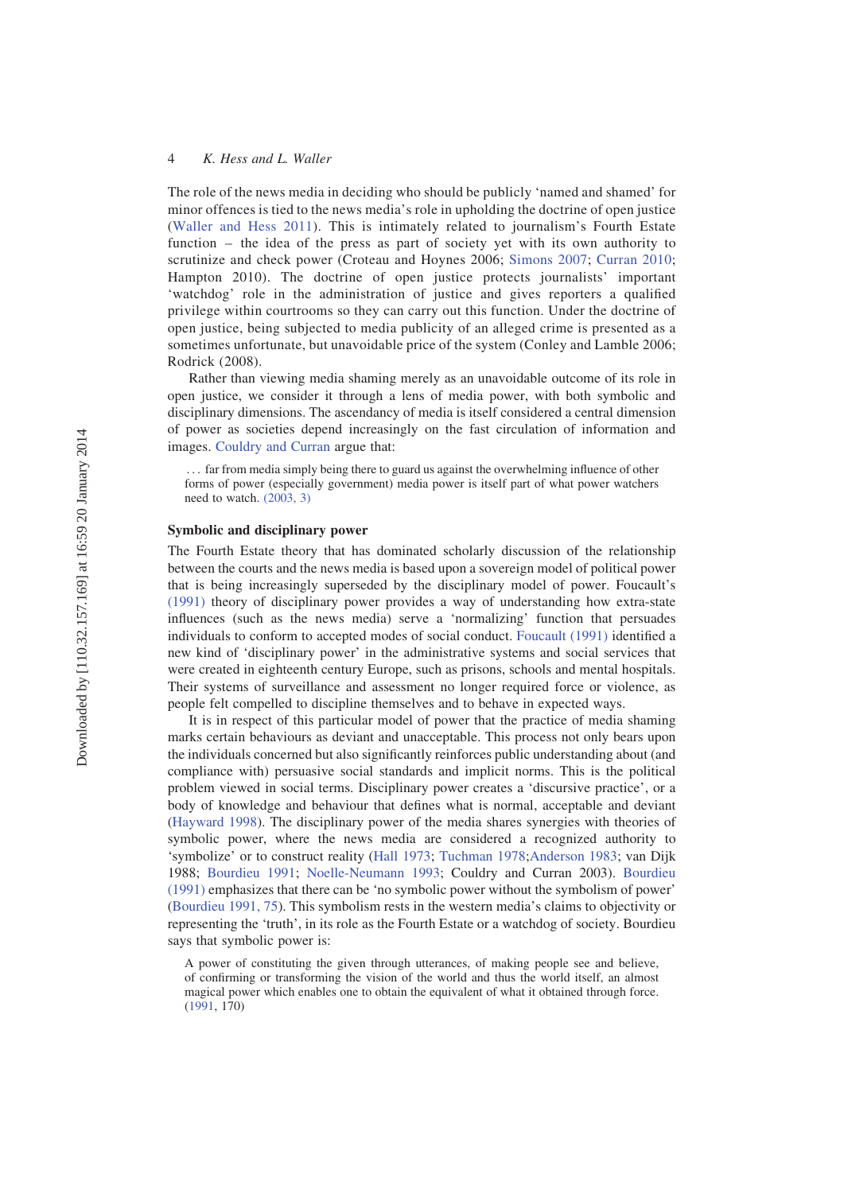The role of the news media in deciding who should be publicly 'named and shamed' for minor offences is tied to the news media's role in upholding the doctrine of open justice (Waller and Hess 2011). This is intimately related to journalism's Fourth Estate function – the idea of the press as part of society yet with its own authority to scrutinize and check power (Croteau and Hoynes 2006; Simons 2007; Curran 2010; Hampton 2010). The doctrine of open justice protects journalists' important 'watchdog' role in the administration of justice and gives reporters a qualified privilege within courtrooms so they can carry out this function. Under the doctrine of open justice, being subjected to media publicity of an alleged crime is presented as a sometimes unfortunate, but unavoidable price of the system (Conley and Lamble 2006; Rodrick (2008).

Rather than viewing media shaming merely as an unavoidable outcome of its role in open justice, we consider it through a lens of media power, with both symbolic and disciplinary dimensions. The ascendancy of media is itself considered a central dimension of power as societies depend increasingly on the fast circulation of information and images. Couldry and Curran argue that:

> ... far from media simply being there to guard us against the overwhelming influence of other forms of power (especially government) media power is itself part of what power watchers need to watch. (2003, 3)

### Symbolic and disciplinary power

The Fourth Estate theory that has dominated scholarly discussion of the relationship between the courts and the news media is based upon a sovereign model of political power that is being increasingly superseded by the disciplinary model of power. Foucault's (1991) theory of disciplinary power provides a way of understanding how extra-state influences (such as the news media) serve a 'normalizing' function that persuades individuals to conform to accepted modes of social conduct. Foucault (1991) identified a new kind of 'disciplinary power' in the administrative systems and social services that were created in eighteenth century Europe, such as prisons, schools and mental hospitals. Their systems of surveillance and assessment no longer required force or violence, as people felt compelled to discipline themselves and to behave in expected ways.

It is in respect of this particular model of power that the practice of media shaming marks certain behaviours as deviant and unacceptable. This process not only bears upon the individuals concerned but also significantly reinforces public understanding about (and compliance with) persuasive social standards and implicit norms. This is the political problem viewed in social terms. Disciplinary power creates a 'discursive practice', or a body of knowledge and behaviour that defines what is normal, acceptable and deviant (Hayward 1998). The disciplinary power of the media shares synergies with theories of symbolic power, where the news media are considered a recognized authority to 'symbolize' or to construct reality (Hall 1973; Tuchman 1978;Anderson 1983; van Dijk 1988; Bourdieu 1991; Noelle-Neumann 1993; Couldry and Curran 2003). Bourdieu (1991) emphasizes that there can be 'no symbolic power without the symbolism of power' (Bourdieu 1991, 75). This symbolism rests in the western media's claims to objectivity or representing the 'truth', in its role as the Fourth Estate or a watchdog of society. Bourdieu says that symbolic power is:

> A power of constituting the given through utterances, of making people see and believe, of confirming or transforming the vision of the world and thus the world itself, an almost magical power which enables one to obtain the equivalent of what it obtained through force. (1991, 170)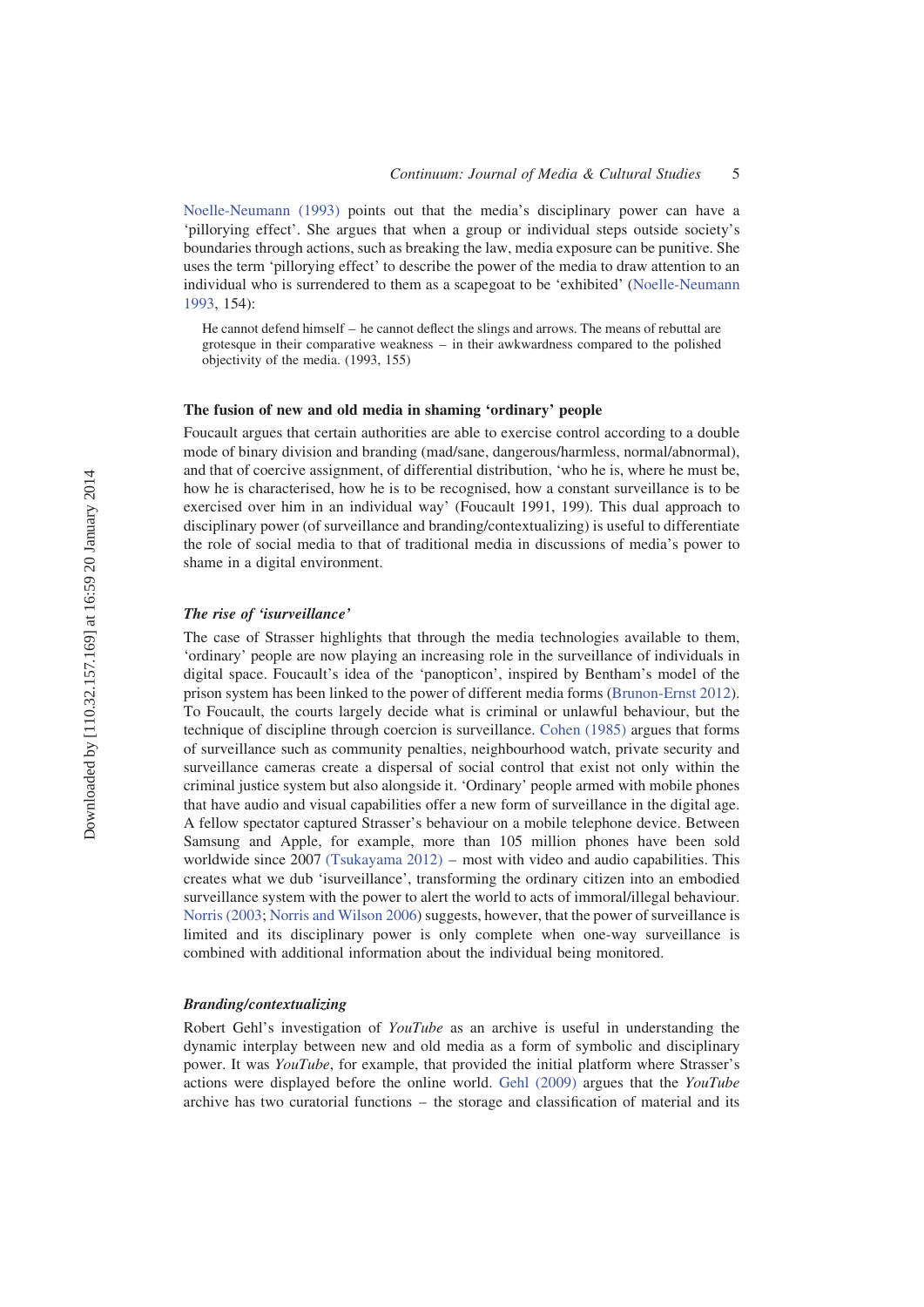Noelle-Neumann (1993) points out that the media's disciplinary power can have a 'pillorying effect'. She argues that when a group or individual steps outside society's boundaries through actions, such as breaking the law, media exposure can be punitive. She uses the term 'pillorying effect' to describe the power of the media to draw attention to an individual who is surrendered to them as a scapegoat to be 'exhibited' (Noelle-Neumann 1993, 154):

> He cannot defend himself – he cannot deflect the slings and arrows. The means of rebuttal are grotesque in their comparative weakness – in their awkwardness compared to the polished objectivity of the media. (1993, 155)

## The fusion of new and old media in shaming 'ordinary' people

Foucault argues that certain authorities are able to exercise control according to a double mode of binary division and branding (mad/sane, dangerous/harmless, normal/abnormal), and that of coercive assignment, of differential distribution, 'who he is, where he must be, how he is characterised, how he is to be recognised, how a constant surveillance is to be exercised over him in an individual way' (Foucault 1991, 199). This dual approach to disciplinary power (of surveillance and branding/contextualizing) is useful to differentiate the role of social media to that of traditional media in discussions of media's power to shame in a digital environment.

### *The rise of 'isurveillance'*

The case of Strasser highlights that through the media technologies available to them, 'ordinary' people are now playing an increasing role in the surveillance of individuals in digital space. Foucault's idea of the 'panopticon', inspired by Bentham's model of the prison system has been linked to the power of different media forms (Brunon-Ernst 2012). To Foucault, the courts largely decide what is criminal or unlawful behaviour, but the technique of discipline through coercion is surveillance. Cohen (1985) argues that forms of surveillance such as community penalties, neighbourhood watch, private security and surveillance cameras create a dispersal of social control that exist not only within the criminal justice system but also alongside it. 'Ordinary' people armed with mobile phones that have audio and visual capabilities offer a new form of surveillance in the digital age. A fellow spectator captured Strasser's behaviour on a mobile telephone device. Between Samsung and Apple, for example, more than 105 million phones have been sold worldwide since 2007 (Tsukayama 2012) – most with video and audio capabilities. This creates what we dub 'isurveillance', transforming the ordinary citizen into an embodied surveillance system with the power to alert the world to acts of immoral/illegal behaviour. Norris (2003; Norris and Wilson 2006) suggests, however, that the power of surveillance is limited and its disciplinary power is only complete when one-way surveillance is combined with additional information about the individual being monitored.

### *Branding/contextualizing*

Robert Gehl's investigation of *YouTube* as an archive is useful in understanding the dynamic interplay between new and old media as a form of symbolic and disciplinary power. It was *YouTube*, for example, that provided the initial platform where Strasser's actions were displayed before the online world. Gehl (2009) argues that the *YouTube* archive has two curatorial functions – the storage and classification of material and its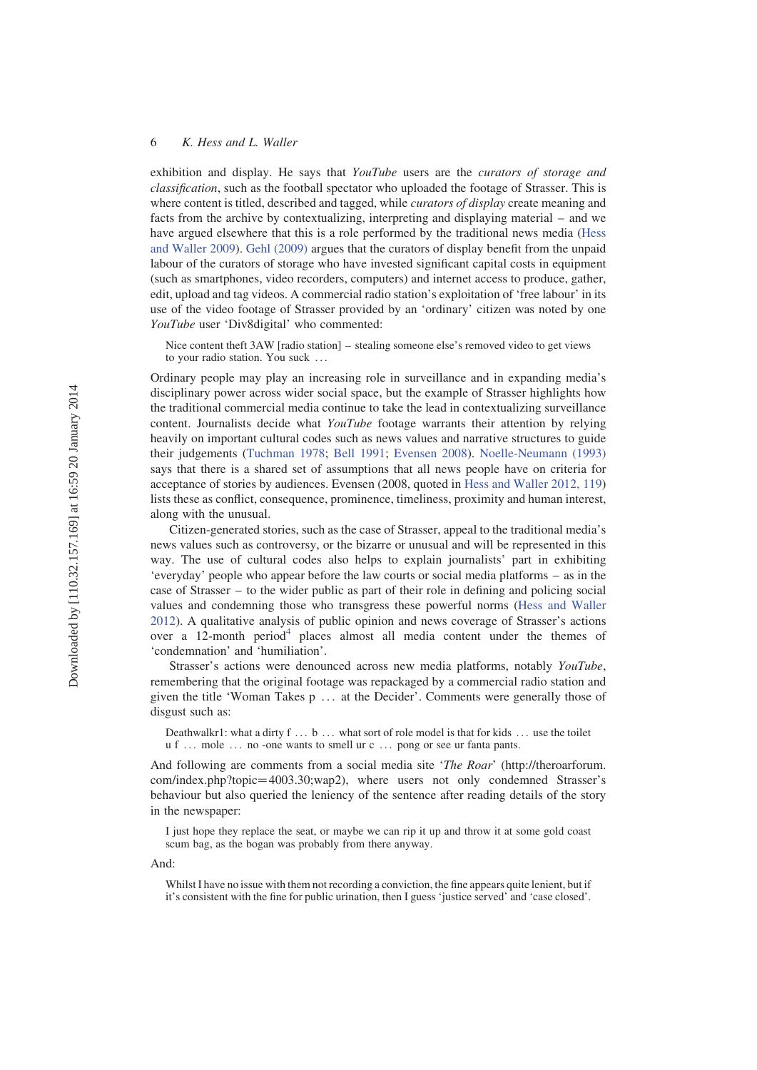exhibition and display. He says that *YouTube* users are the *curators of storage and classification*, such as the football spectator who uploaded the footage of Strasser. This is where content is titled, described and tagged, while *curators of display* create meaning and facts from the archive by contextualizing, interpreting and displaying material – and we have argued elsewhere that this is a role performed by the traditional news media (Hess and Waller 2009). Gehl (2009) argues that the curators of display benefit from the unpaid labour of the curators of storage who have invested significant capital costs in equipment (such as smartphones, video recorders, computers) and internet access to produce, gather, edit, upload and tag videos. A commercial radio station's exploitation of 'free labour' in its use of the video footage of Strasser provided by an 'ordinary' citizen was noted by one *YouTube* user 'Div8digital' who commented:

> Nice content theft 3AW [radio station] – stealing someone else's removed video to get views to your radio station. You suck ...

Ordinary people may play an increasing role in surveillance and in expanding media's disciplinary power across wider social space, but the example of Strasser highlights how the traditional commercial media continue to take the lead in contextualizing surveillance content. Journalists decide what *YouTube* footage warrants their attention by relying heavily on important cultural codes such as news values and narrative structures to guide their judgements (Tuchman 1978; Bell 1991; Evensen 2008). Noelle-Neumann (1993) says that there is a shared set of assumptions that all news people have on criteria for acceptance of stories by audiences. Evensen (2008, quoted in Hess and Waller 2012, 119) lists these as conflict, consequence, prominence, timeliness, proximity and human interest, along with the unusual.

Citizen-generated stories, such as the case of Strasser, appeal to the traditional media's news values such as controversy, or the bizarre or unusual and will be represented in this way. The use of cultural codes also helps to explain journalists' part in exhibiting 'everyday' people who appear before the law courts or social media platforms – as in the case of Strasser – to the wider public as part of their role in defining and policing social values and condemning those who transgress these powerful norms (Hess and Waller 2012). A qualitative analysis of public opinion and news coverage of Strasser's actions over a 12-month period[4] places almost all media content under the themes of 'condemnation' and 'humiliation'.

Strasser's actions were denounced across new media platforms, notably *YouTube*, remembering that the original footage was repackaged by a commercial radio station and given the title 'Woman Takes p ... at the Decider'. Comments were generally those of disgust such as:

> Deathwalkr1: what a dirty f ... b ... what sort of role model is that for kids ... use the toilet u f ... mole ... no -one wants to smell ur c ... pong or see ur fanta pants.

And following are comments from a social media site '*The Roar*' (http://theroarforum.com/index.php?topic=4003.30;wap2), where users not only condemned Strasser's behaviour but also queried the leniency of the sentence after reading details of the story in the newspaper:

> I just hope they replace the seat, or maybe we can rip it up and throw it at some gold coast scum bag, as the bogan was probably from there anyway.

And:

> Whilst I have no issue with them not recording a conviction, the fine appears quite lenient, but if it's consistent with the fine for public urination, then I guess 'justice served' and 'case closed'.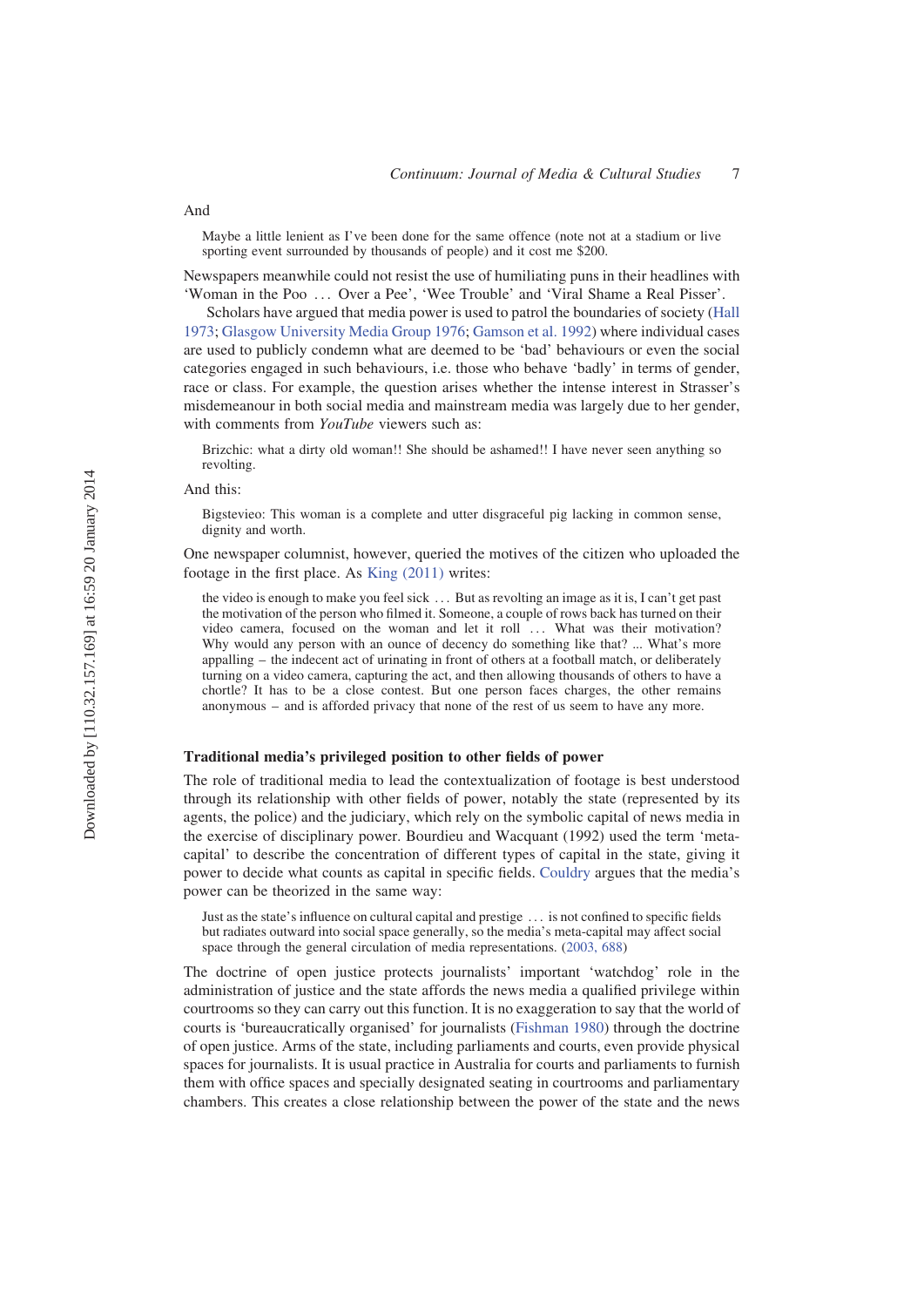And

> Maybe a little lenient as I've been done for the same offence (note not at a stadium or live sporting event surrounded by thousands of people) and it cost me $200.

Newspapers meanwhile could not resist the use of humiliating puns in their headlines with 'Woman in the Poo … Over a Pee', 'Wee Trouble' and 'Viral Shame a Real Pisser'.

Scholars have argued that media power is used to patrol the boundaries of society (Hall 1973; Glasgow University Media Group 1976; Gamson et al. 1992) where individual cases are used to publicly condemn what are deemed to be 'bad' behaviours or even the social categories engaged in such behaviours, i.e. those who behave 'badly' in terms of gender, race or class. For example, the question arises whether the intense interest in Strasser's misdemeanour in both social media and mainstream media was largely due to her gender, with comments from *YouTube* viewers such as:

> Brizchic: what a dirty old woman!! She should be ashamed!! I have never seen anything so revolting.

And this:

> Bigstevieo: This woman is a complete and utter disgraceful pig lacking in common sense, dignity and worth.

One newspaper columnist, however, queried the motives of the citizen who uploaded the footage in the first place. As King (2011) writes:

> the video is enough to make you feel sick … But as revolting an image as it is, I can't get past the motivation of the person who filmed it. Someone, a couple of rows back has turned on their video camera, focused on the woman and let it roll … What was their motivation? Why would any person with an ounce of decency do something like that? ... What's more appalling – the indecent act of urinating in front of others at a football match, or deliberately turning on a video camera, capturing the act, and then allowing thousands of others to have a chortle? It has to be a close contest. But one person faces charges, the other remains anonymous – and is afforded privacy that none of the rest of us seem to have any more.

## Traditional media's privileged position to other fields of power

The role of traditional media to lead the contextualization of footage is best understood through its relationship with other fields of power, notably the state (represented by its agents, the police) and the judiciary, which rely on the symbolic capital of news media in the exercise of disciplinary power. Bourdieu and Wacquant (1992) used the term 'meta-capital' to describe the concentration of different types of capital in the state, giving it power to decide what counts as capital in specific fields. Couldry argues that the media's power can be theorized in the same way:

> Just as the state's influence on cultural capital and prestige … is not confined to specific fields but radiates outward into social space generally, so the media's meta-capital may affect social space through the general circulation of media representations. (2003, 688)

The doctrine of open justice protects journalists' important 'watchdog' role in the administration of justice and the state affords the news media a qualified privilege within courtrooms so they can carry out this function. It is no exaggeration to say that the world of courts is 'bureaucratically organised' for journalists (Fishman 1980) through the doctrine of open justice. Arms of the state, including parliaments and courts, even provide physical spaces for journalists. It is usual practice in Australia for courts and parliaments to furnish them with office spaces and specially designated seating in courtrooms and parliamentary chambers. This creates a close relationship between the power of the state and the news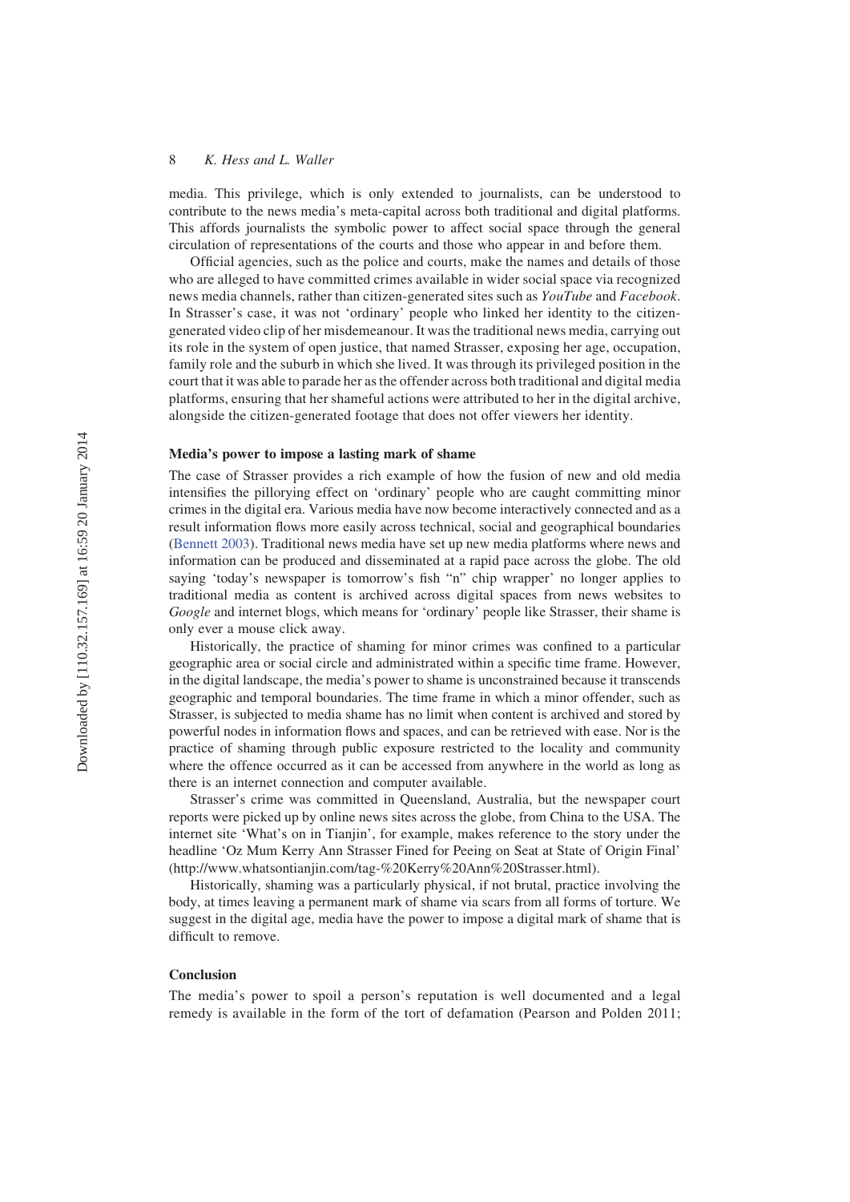media. This privilege, which is only extended to journalists, can be understood to contribute to the news media's meta-capital across both traditional and digital platforms. This affords journalists the symbolic power to affect social space through the general circulation of representations of the courts and those who appear in and before them.

Official agencies, such as the police and courts, make the names and details of those who are alleged to have committed crimes available in wider social space via recognized news media channels, rather than citizen-generated sites such as *YouTube* and *Facebook*. In Strasser's case, it was not 'ordinary' people who linked her identity to the citizen-generated video clip of her misdemeanour. It was the traditional news media, carrying out its role in the system of open justice, that named Strasser, exposing her age, occupation, family role and the suburb in which she lived. It was through its privileged position in the court that it was able to parade her as the offender across both traditional and digital media platforms, ensuring that her shameful actions were attributed to her in the digital archive, alongside the citizen-generated footage that does not offer viewers her identity.

### Media's power to impose a lasting mark of shame

The case of Strasser provides a rich example of how the fusion of new and old media intensifies the pillorying effect on 'ordinary' people who are caught committing minor crimes in the digital era. Various media have now become interactively connected and as a result information flows more easily across technical, social and geographical boundaries (Bennett 2003). Traditional news media have set up new media platforms where news and information can be produced and disseminated at a rapid pace across the globe. The old saying 'today's newspaper is tomorrow's fish "n" chip wrapper' no longer applies to traditional media as content is archived across digital spaces from news websites to *Google* and internet blogs, which means for 'ordinary' people like Strasser, their shame is only ever a mouse click away.

Historically, the practice of shaming for minor crimes was confined to a particular geographic area or social circle and administrated within a specific time frame. However, in the digital landscape, the media's power to shame is unconstrained because it transcends geographic and temporal boundaries. The time frame in which a minor offender, such as Strasser, is subjected to media shame has no limit when content is archived and stored by powerful nodes in information flows and spaces, and can be retrieved with ease. Nor is the practice of shaming through public exposure restricted to the locality and community where the offence occurred as it can be accessed from anywhere in the world as long as there is an internet connection and computer available.

Strasser's crime was committed in Queensland, Australia, but the newspaper court reports were picked up by online news sites across the globe, from China to the USA. The internet site 'What's on in Tianjin', for example, makes reference to the story under the headline 'Oz Mum Kerry Ann Strasser Fined for Peeing on Seat at State of Origin Final' (http://www.whatsontianjin.com/tag-%20Kerry%20Ann%20Strasser.html).

Historically, shaming was a particularly physical, if not brutal, practice involving the body, at times leaving a permanent mark of shame via scars from all forms of torture. We suggest in the digital age, media have the power to impose a digital mark of shame that is difficult to remove.

### Conclusion

The media's power to spoil a person's reputation is well documented and a legal remedy is available in the form of the tort of defamation (Pearson and Polden 2011;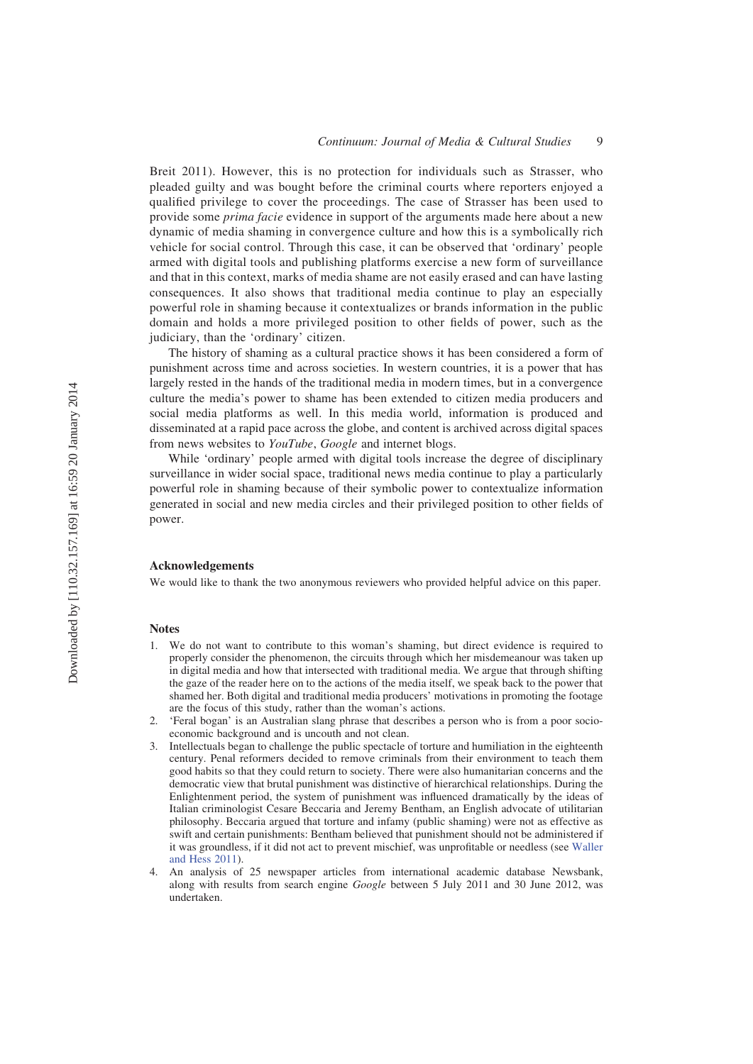Breit 2011). However, this is no protection for individuals such as Strasser, who pleaded guilty and was bought before the criminal courts where reporters enjoyed a qualified privilege to cover the proceedings. The case of Strasser has been used to provide some *prima facie* evidence in support of the arguments made here about a new dynamic of media shaming in convergence culture and how this is a symbolically rich vehicle for social control. Through this case, it can be observed that 'ordinary' people armed with digital tools and publishing platforms exercise a new form of surveillance and that in this context, marks of media shame are not easily erased and can have lasting consequences. It also shows that traditional media continue to play an especially powerful role in shaming because it contextualizes or brands information in the public domain and holds a more privileged position to other fields of power, such as the judiciary, than the 'ordinary' citizen.

The history of shaming as a cultural practice shows it has been considered a form of punishment across time and across societies. In western countries, it is a power that has largely rested in the hands of the traditional media in modern times, but in a convergence culture the media's power to shame has been extended to citizen media producers and social media platforms as well. In this media world, information is produced and disseminated at a rapid pace across the globe, and content is archived across digital spaces from news websites to *YouTube*, *Google* and internet blogs.

While 'ordinary' people armed with digital tools increase the degree of disciplinary surveillance in wider social space, traditional news media continue to play a particularly powerful role in shaming because of their symbolic power to contextualize information generated in social and new media circles and their privileged position to other fields of power.

## Acknowledgements

We would like to thank the two anonymous reviewers who provided helpful advice on this paper.

## Notes

1. We do not want to contribute to this woman's shaming, but direct evidence is required to properly consider the phenomenon, the circuits through which her misdemeanour was taken up in digital media and how that intersected with traditional media. We argue that through shifting the gaze of the reader here on to the actions of the media itself, we speak back to the power that shamed her. Both digital and traditional media producers' motivations in promoting the footage are the focus of this study, rather than the woman's actions.
2. 'Feral bogan' is an Australian slang phrase that describes a person who is from a poor socio-economic background and is uncouth and not clean.
3. Intellectuals began to challenge the public spectacle of torture and humiliation in the eighteenth century. Penal reformers decided to remove criminals from their environment to teach them good habits so that they could return to society. There were also humanitarian concerns and the democratic view that brutal punishment was distinctive of hierarchical relationships. During the Enlightenment period, the system of punishment was influenced dramatically by the ideas of Italian criminologist Cesare Beccaria and Jeremy Bentham, an English advocate of utilitarian philosophy. Beccaria argued that torture and infamy (public shaming) were not as effective as swift and certain punishments: Bentham believed that punishment should not be administered if it was groundless, if it did not act to prevent mischief, was unprofitable or needless (see Waller and Hess 2011).
4. An analysis of 25 newspaper articles from international academic database Newsbank, along with results from search engine *Google* between 5 July 2011 and 30 June 2012, was undertaken.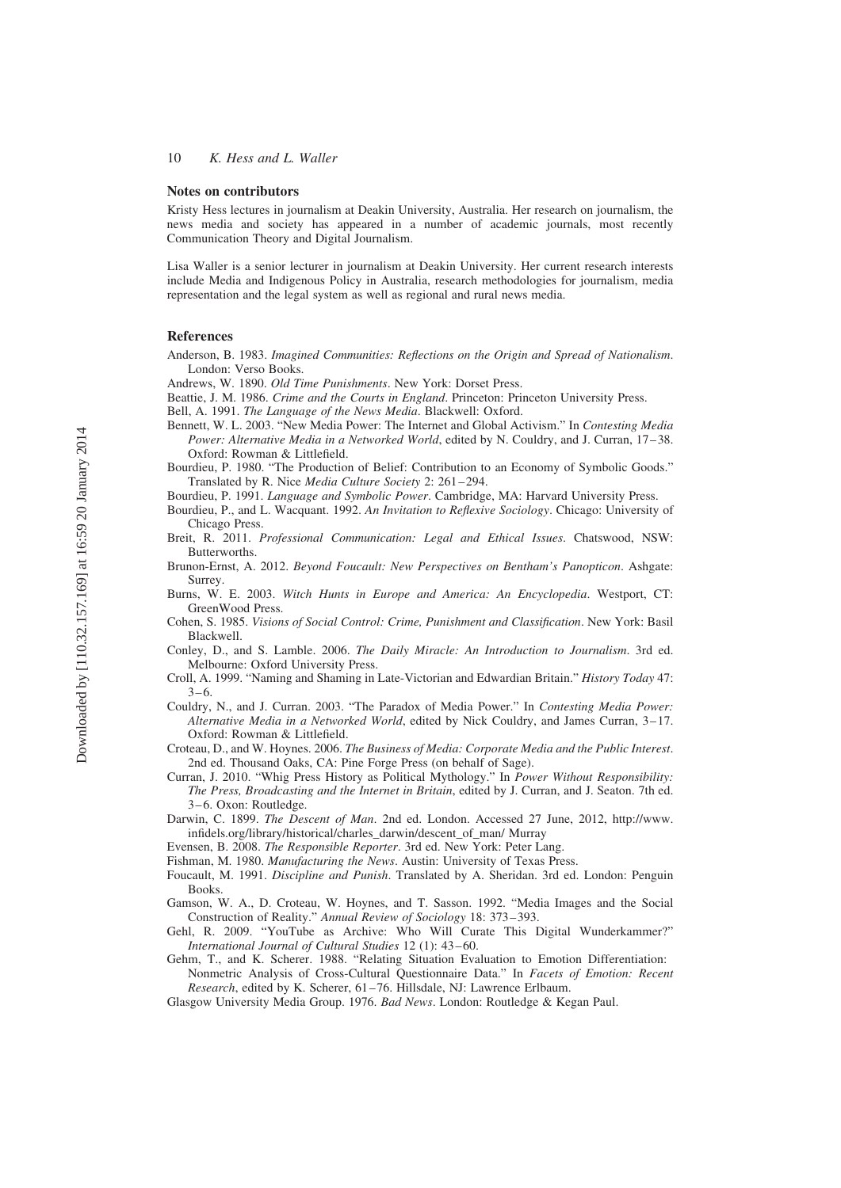## Notes on contributors

Kristy Hess lectures in journalism at Deakin University, Australia. Her research on journalism, the news media and society has appeared in a number of academic journals, most recently Communication Theory and Digital Journalism.

Lisa Waller is a senior lecturer in journalism at Deakin University. Her current research interests include Media and Indigenous Policy in Australia, research methodologies for journalism, media representation and the legal system as well as regional and rural news media.

## References

Anderson, B. 1983. *Imagined Communities: Reflections on the Origin and Spread of Nationalism*. London: Verso Books.

Andrews, W. 1890. *Old Time Punishments*. New York: Dorset Press.

Beattie, J. M. 1986. *Crime and the Courts in England*. Princeton: Princeton University Press.

Bell, A. 1991. *The Language of the News Media*. Blackwell: Oxford.

Bennett, W. L. 2003. "New Media Power: The Internet and Global Activism." In *Contesting Media Power: Alternative Media in a Networked World*, edited by N. Couldry, and J. Curran, 17–38. Oxford: Rowman & Littlefield.

Bourdieu, P. 1980. "The Production of Belief: Contribution to an Economy of Symbolic Goods." Translated by R. Nice *Media Culture Society* 2: 261–294.

Bourdieu, P. 1991. *Language and Symbolic Power*. Cambridge, MA: Harvard University Press.

Bourdieu, P., and L. Wacquant. 1992. *An Invitation to Reflexive Sociology*. Chicago: University of Chicago Press.

Breit, R. 2011. *Professional Communication: Legal and Ethical Issues*. Chatswood, NSW: Butterworths.

Brunon-Ernst, A. 2012. *Beyond Foucault: New Perspectives on Bentham's Panopticon*. Ashgate: Surrey.

Burns, W. E. 2003. *Witch Hunts in Europe and America: An Encyclopedia*. Westport, CT: GreenWood Press.

Cohen, S. 1985. *Visions of Social Control: Crime, Punishment and Classification*. New York: Basil Blackwell.

Conley, D., and S. Lamble. 2006. *The Daily Miracle: An Introduction to Journalism*. 3rd ed. Melbourne: Oxford University Press.

Croll, A. 1999. "Naming and Shaming in Late-Victorian and Edwardian Britain." *History Today* 47: 3–6.

Couldry, N., and J. Curran. 2003. "The Paradox of Media Power." In *Contesting Media Power: Alternative Media in a Networked World*, edited by Nick Couldry, and James Curran, 3–17. Oxford: Rowman & Littlefield.

Croteau, D., and W. Hoynes. 2006. *The Business of Media: Corporate Media and the Public Interest*. 2nd ed. Thousand Oaks, CA: Pine Forge Press (on behalf of Sage).

Curran, J. 2010. "Whig Press History as Political Mythology." In *Power Without Responsibility: The Press, Broadcasting and the Internet in Britain*, edited by J. Curran, and J. Seaton. 7th ed. 3–6. Oxon: Routledge.

Darwin, C. 1899. *The Descent of Man*. 2nd ed. London. Accessed 27 June, 2012, http://www.infidels.org/library/historical/charles_darwin/descent_of_man/ Murray

Evensen, B. 2008. *The Responsible Reporter*. 3rd ed. New York: Peter Lang.

Fishman, M. 1980. *Manufacturing the News*. Austin: University of Texas Press.

Foucault, M. 1991. *Discipline and Punish*. Translated by A. Sheridan. 3rd ed. London: Penguin Books.

Gamson, W. A., D. Croteau, W. Hoynes, and T. Sasson. 1992. "Media Images and the Social Construction of Reality." *Annual Review of Sociology* 18: 373–393.

Gehl, R. 2009. "YouTube as Archive: Who Will Curate This Digital Wunderkammer?" *International Journal of Cultural Studies* 12 (1): 43–60.

Gehm, T., and K. Scherer. 1988. "Relating Situation Evaluation to Emotion Differentiation: Nonmetric Analysis of Cross-Cultural Questionnaire Data." In *Facets of Emotion: Recent Research*, edited by K. Scherer, 61–76. Hillsdale, NJ: Lawrence Erlbaum.

Glasgow University Media Group. 1976. *Bad News*. London: Routledge & Kegan Paul.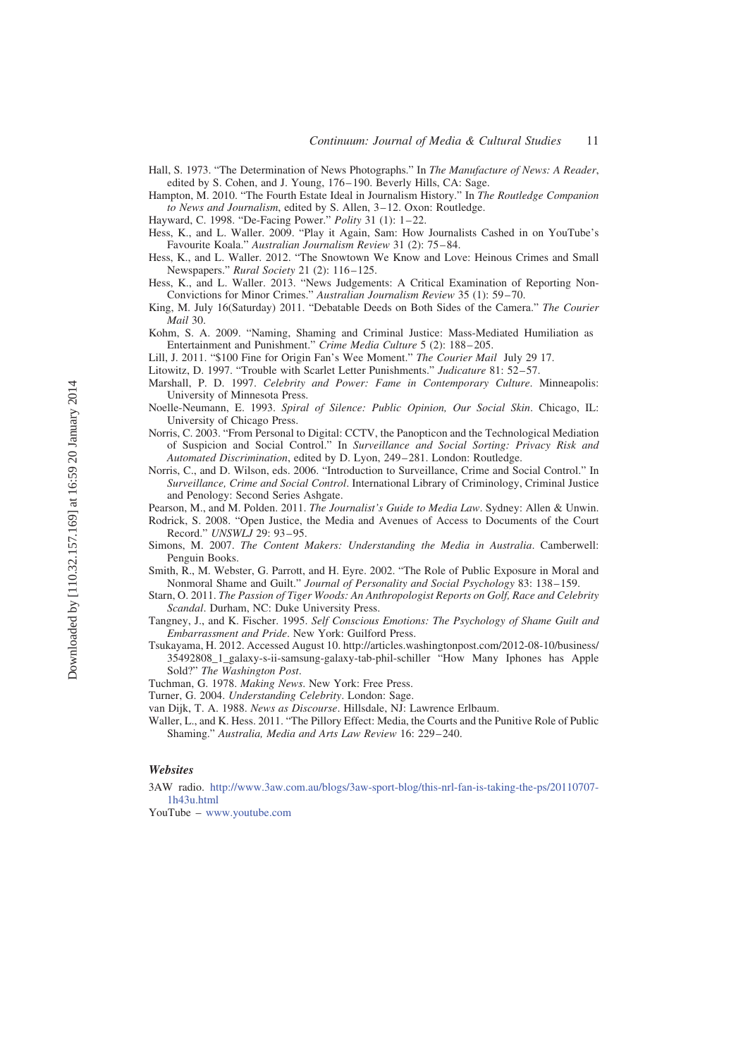Hall, S. 1973. "The Determination of News Photographs." In *The Manufacture of News: A Reader*, edited by S. Cohen, and J. Young, 176–190. Beverly Hills, CA: Sage.

Hampton, M. 2010. "The Fourth Estate Ideal in Journalism History." In *The Routledge Companion to News and Journalism*, edited by S. Allen, 3–12. Oxon: Routledge.

Hayward, C. 1998. "De-Facing Power." *Polity* 31 (1): 1–22.

Hess, K., and L. Waller. 2009. "Play it Again, Sam: How Journalists Cashed in on YouTube's Favourite Koala." *Australian Journalism Review* 31 (2): 75–84.

Hess, K., and L. Waller. 2012. "The Snowtown We Know and Love: Heinous Crimes and Small Newspapers." *Rural Society* 21 (2): 116–125.

Hess, K., and L. Waller. 2013. "News Judgements: A Critical Examination of Reporting Non-Convictions for Minor Crimes." *Australian Journalism Review* 35 (1): 59–70.

King, M. July 16(Saturday) 2011. "Debatable Deeds on Both Sides of the Camera." *The Courier Mail* 30.

Kohm, S. A. 2009. "Naming, Shaming and Criminal Justice: Mass-Mediated Humiliation as Entertainment and Punishment." *Crime Media Culture* 5 (2): 188–205.

Lill, J. 2011. "$100 Fine for Origin Fan's Wee Moment." *The Courier Mail* July 29 17.

Litowitz, D. 1997. "Trouble with Scarlet Letter Punishments." *Judicature* 81: 52–57.

Marshall, P. D. 1997. *Celebrity and Power: Fame in Contemporary Culture*. Minneapolis: University of Minnesota Press.

Noelle-Neumann, E. 1993. *Spiral of Silence: Public Opinion, Our Social Skin*. Chicago, IL: University of Chicago Press.

Norris, C. 2003. "From Personal to Digital: CCTV, the Panopticon and the Technological Mediation of Suspicion and Social Control." In *Surveillance and Social Sorting: Privacy Risk and Automated Discrimination*, edited by D. Lyon, 249–281. London: Routledge.

Norris, C., and D. Wilson, eds. 2006. "Introduction to Surveillance, Crime and Social Control." In *Surveillance, Crime and Social Control*. International Library of Criminology, Criminal Justice and Penology: Second Series Ashgate.

Pearson, M., and M. Polden. 2011. *The Journalist's Guide to Media Law*. Sydney: Allen & Unwin.

Rodrick, S. 2008. "Open Justice, the Media and Avenues of Access to Documents of the Court Record." *UNSWLJ* 29: 93–95.

Simons, M. 2007. *The Content Makers: Understanding the Media in Australia*. Camberwell: Penguin Books.

Smith, R., M. Webster, G. Parrott, and H. Eyre. 2002. "The Role of Public Exposure in Moral and Nonmoral Shame and Guilt." *Journal of Personality and Social Psychology* 83: 138–159.

Starn, O. 2011. *The Passion of Tiger Woods: An Anthropologist Reports on Golf, Race and Celebrity Scandal*. Durham, NC: Duke University Press.

Tangney, J., and K. Fischer. 1995. *Self Conscious Emotions: The Psychology of Shame Guilt and Embarrassment and Pride*. New York: Guilford Press.

Tsukayama, H. 2012. Accessed August 10. http://articles.washingtonpost.com/2012-08-10/business/35492808_1_galaxy-s-ii-samsung-galaxy-tab-phil-schiller "How Many Iphones has Apple Sold?" *The Washington Post*.

Tuchman, G. 1978. *Making News*. New York: Free Press.

Turner, G. 2004. *Understanding Celebrity*. London: Sage.

van Dijk, T. A. 1988. *News as Discourse*. Hillsdale, NJ: Lawrence Erlbaum.

Waller, L., and K. Hess. 2011. "The Pillory Effect: Media, the Courts and the Punitive Role of Public Shaming." *Australia, Media and Arts Law Review* 16: 229–240.

### Websites

3AW radio. http://www.3aw.com.au/blogs/3aw-sport-blog/this-nrl-fan-is-taking-the-ps/20110707-1h43u.html

YouTube – www.youtube.com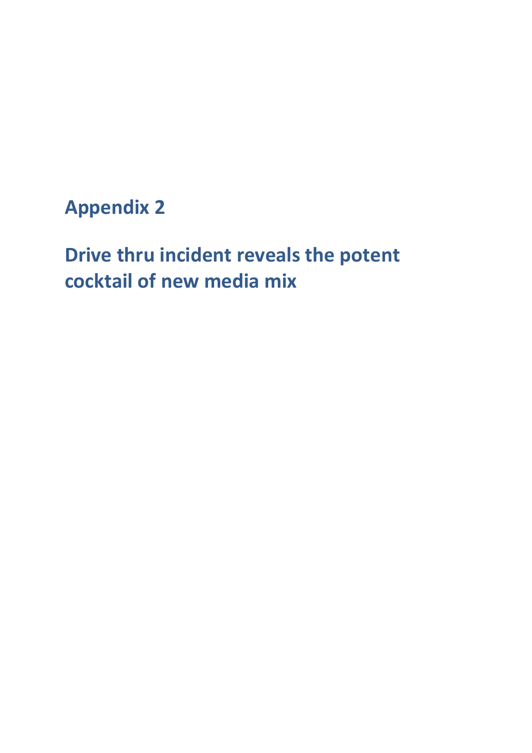# Appendix 2

## Drive thru incident reveals the potent cocktail of new media mix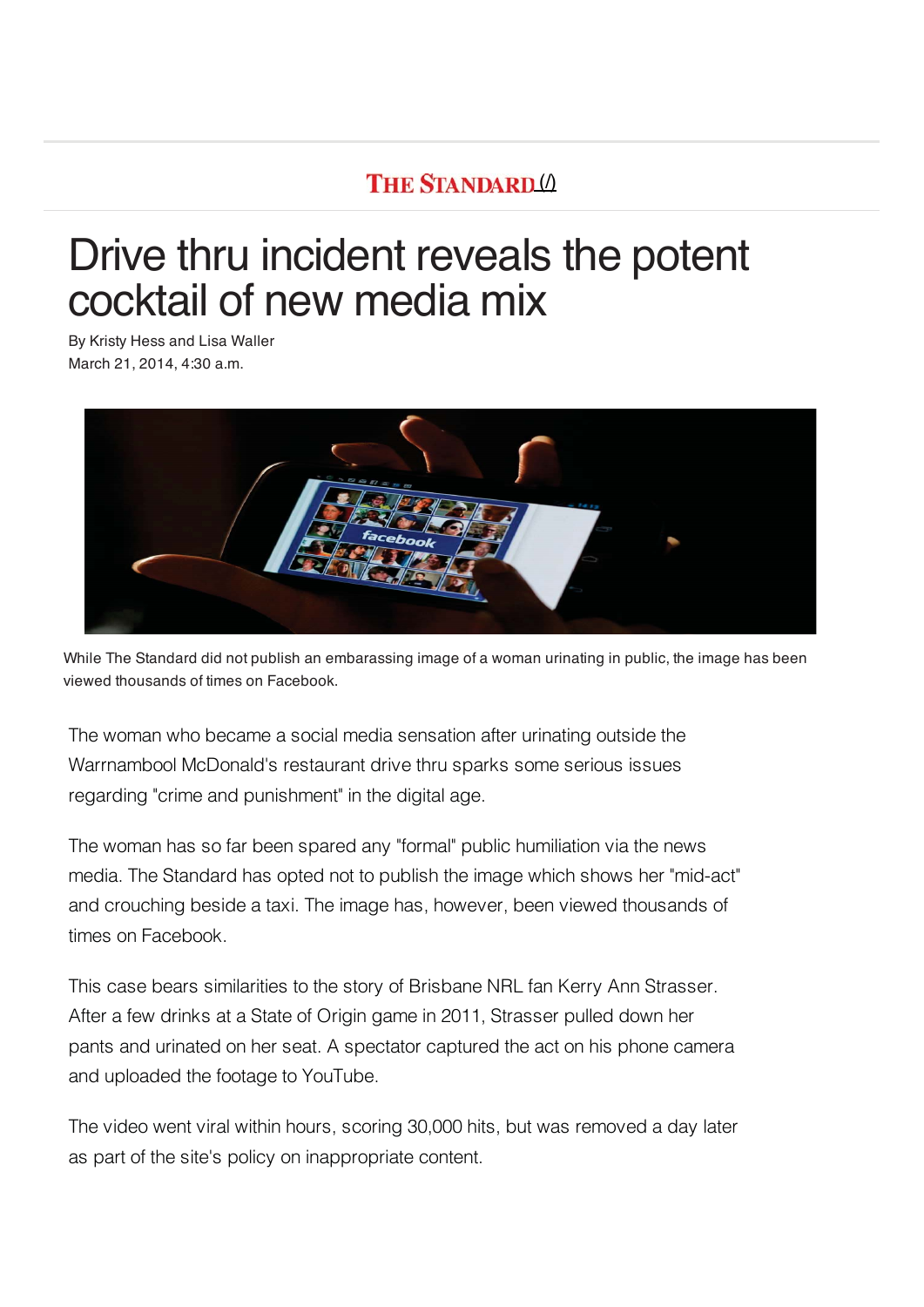THE STANDARD

# Drive thru incident reveals the potent cocktail of new media mix

By Kristy Hess and Lisa Waller
March 21, 2014, 4:30 a.m.

While The Standard did not publish an embarassing image of a woman urinating in public, the image has been viewed thousands of times on Facebook.

The woman who became a social media sensation after urinating outside the Warrnambool McDonald's restaurant drive thru sparks some serious issues regarding "crime and punishment" in the digital age.

The woman has so far been spared any "formal" public humiliation via the news media. The Standard has opted not to publish the image which shows her "mid-act" and crouching beside a taxi. The image has, however, been viewed thousands of times on Facebook.

This case bears similarities to the story of Brisbane NRL fan Kerry Ann Strasser. After a few drinks at a State of Origin game in 2011, Strasser pulled down her pants and urinated on her seat. A spectator captured the act on his phone camera and uploaded the footage to YouTube.

The video went viral within hours, scoring 30,000 hits, but was removed a day later as part of the site's policy on inappropriate content.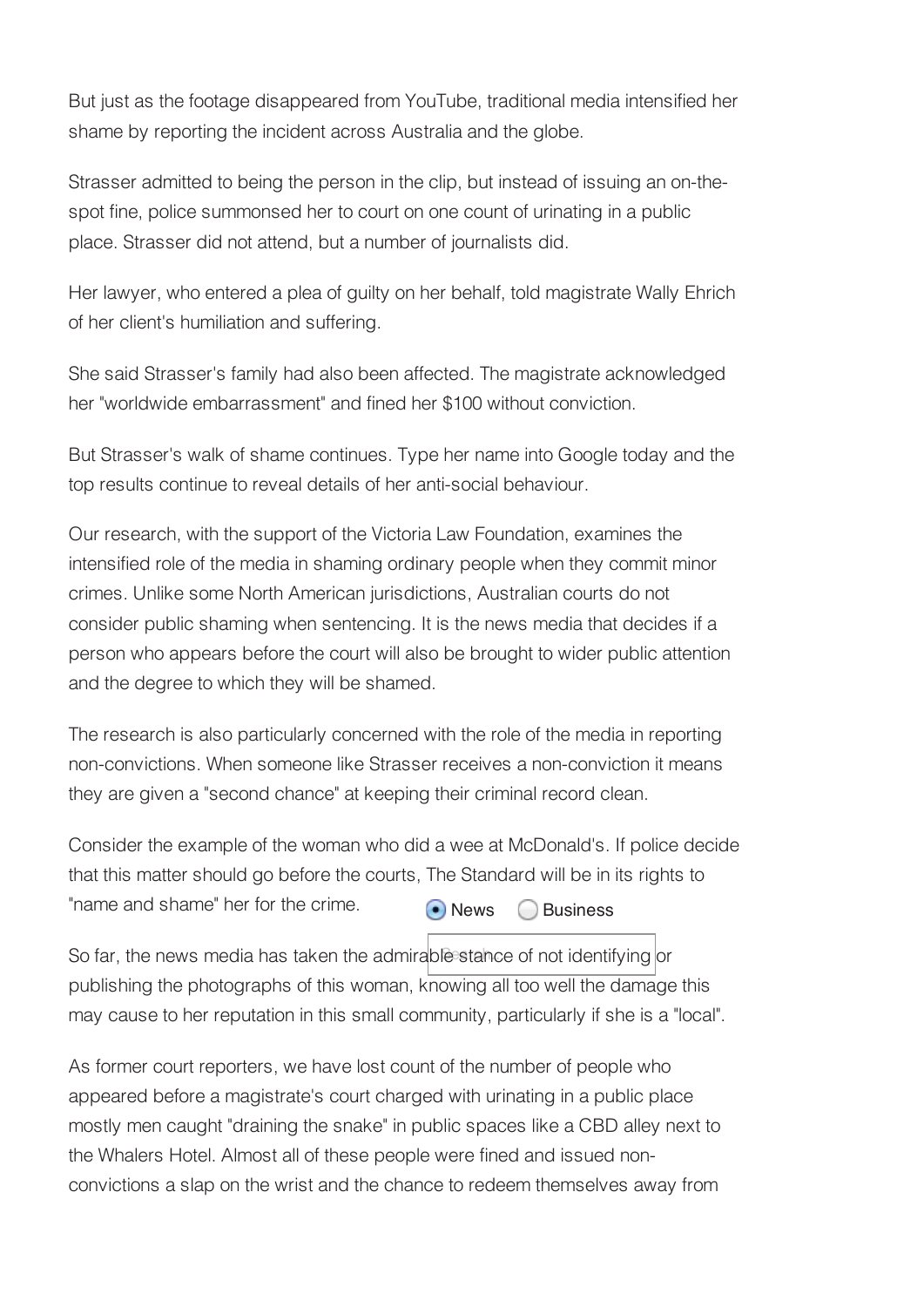But just as the footage disappeared from YouTube, traditional media intensified her shame by reporting the incident across Australia and the globe.

Strasser admitted to being the person in the clip, but instead of issuing an on-the-spot fine, police summonsed her to court on one count of urinating in a public place. Strasser did not attend, but a number of journalists did.

Her lawyer, who entered a plea of guilty on her behalf, told magistrate Wally Ehrich of her client's humiliation and suffering.

She said Strasser's family had also been affected. The magistrate acknowledged her "worldwide embarrassment" and fined her $100 without conviction.

But Strasser's walk of shame continues. Type her name into Google today and the top results continue to reveal details of her anti-social behaviour.

Our research, with the support of the Victoria Law Foundation, examines the intensified role of the media in shaming ordinary people when they commit minor crimes. Unlike some North American jurisdictions, Australian courts do not consider public shaming when sentencing. It is the news media that decides if a person who appears before the court will also be brought to wider public attention and the degree to which they will be shamed.

The research is also particularly concerned with the role of the media in reporting non-convictions. When someone like Strasser receives a non-conviction it means they are given a "second chance" at keeping their criminal record clean.

Consider the example of the woman who did a wee at McDonald's. If police decide that this matter should go before the courts, The Standard will be in its rights to "name and shame" her for the crime.

So far, the news media has taken the admirable stance of not identifying or publishing the photographs of this woman, knowing all too well the damage this may cause to her reputation in this small community, particularly if she is a "local".

As former court reporters, we have lost count of the number of people who appeared before a magistrate's court charged with urinating in a public place mostly men caught "draining the snake" in public spaces like a CBD alley next to the Whalers Hotel. Almost all of these people were fined and issued non-convictions a slap on the wrist and the chance to redeem themselves away from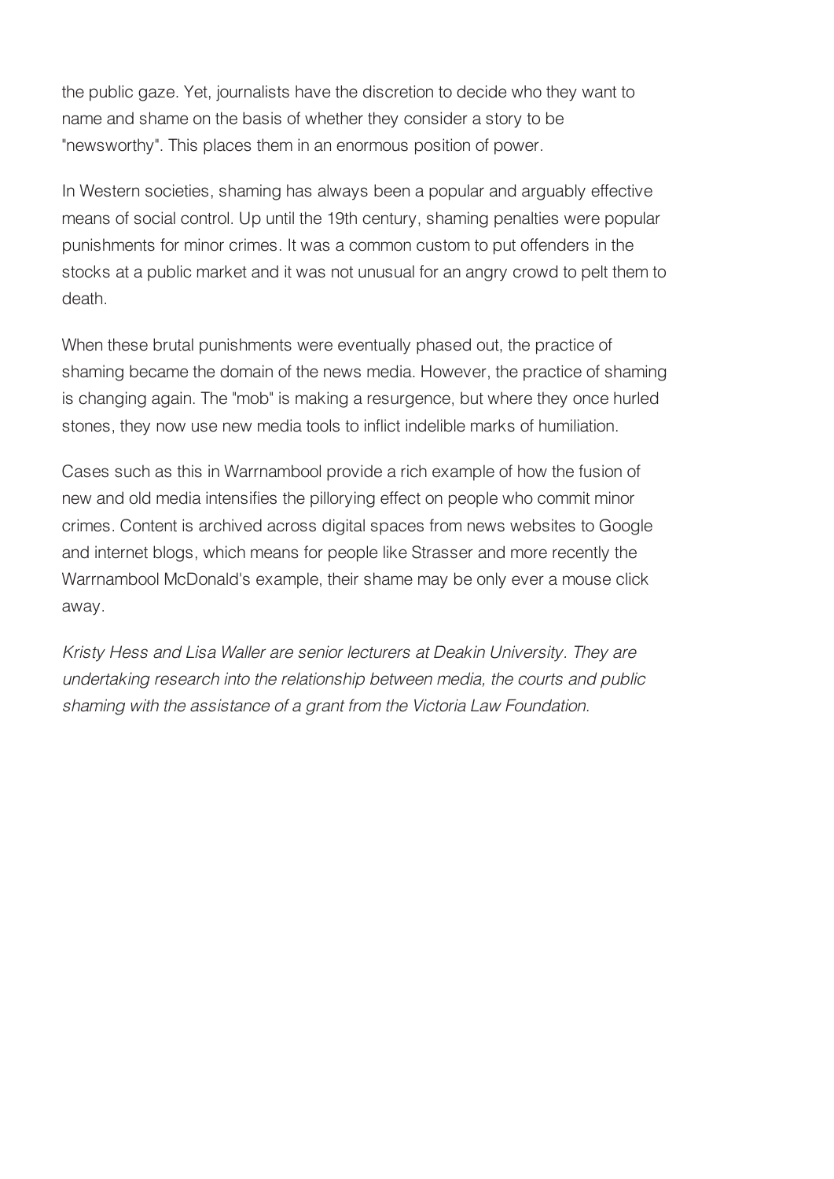the public gaze. Yet, journalists have the discretion to decide who they want to name and shame on the basis of whether they consider a story to be "newsworthy". This places them in an enormous position of power.

In Western societies, shaming has always been a popular and arguably effective means of social control. Up until the 19th century, shaming penalties were popular punishments for minor crimes. It was a common custom to put offenders in the stocks at a public market and it was not unusual for an angry crowd to pelt them to death.

When these brutal punishments were eventually phased out, the practice of shaming became the domain of the news media. However, the practice of shaming is changing again. The "mob" is making a resurgence, but where they once hurled stones, they now use new media tools to inflict indelible marks of humiliation.

Cases such as this in Warrnambool provide a rich example of how the fusion of new and old media intensifies the pillorying effect on people who commit minor crimes. Content is archived across digital spaces from news websites to Google and internet blogs, which means for people like Strasser and more recently the Warrnambool McDonald's example, their shame may be only ever a mouse click away.

*Kristy Hess and Lisa Waller are senior lecturers at Deakin University. They are undertaking research into the relationship between media, the courts and public shaming with the assistance of a grant from the Victoria Law Foundation.*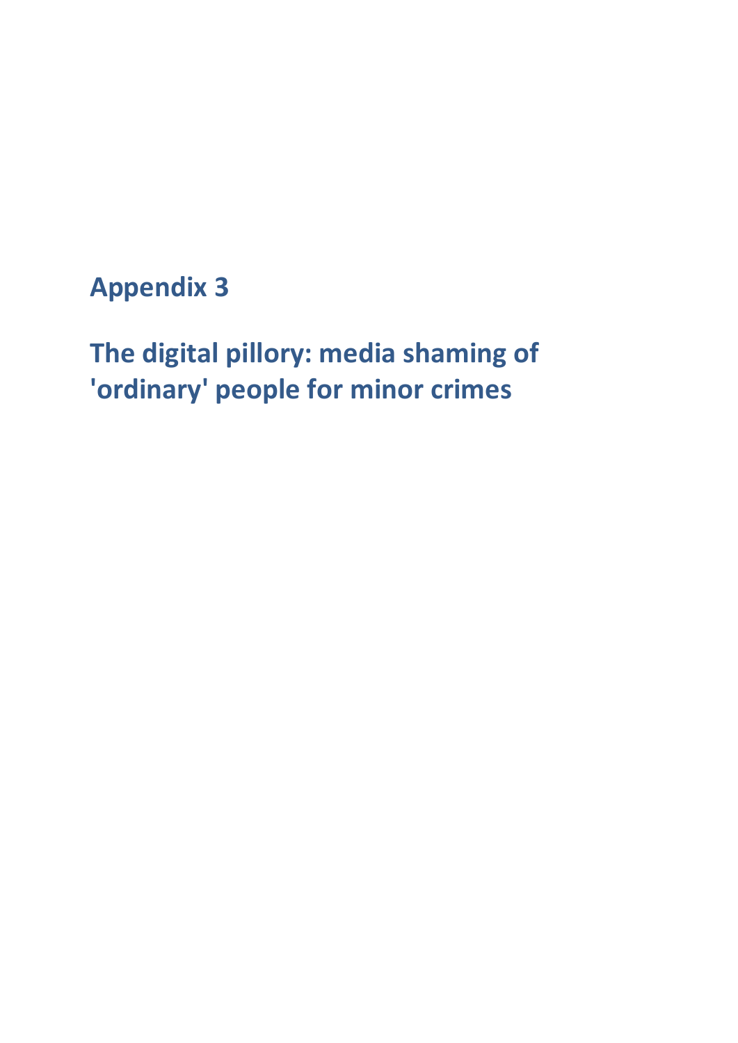# Appendix 3

# The digital pillory: media shaming of 'ordinary' people for minor crimes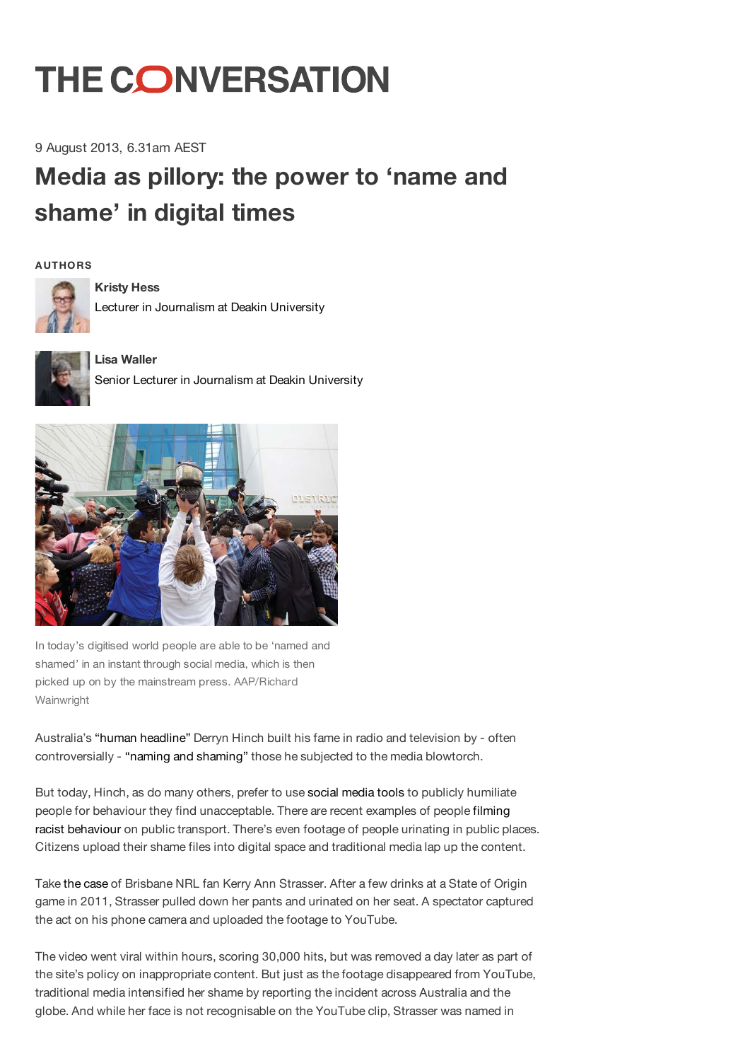# THE CONVERSATION

9 August 2013, 6.31am AEST

## Media as pillory: the power to 'name and shame' in digital times

**AUTHORS**

**Kristy Hess**
Lecturer in Journalism at Deakin University

**Lisa Waller**
Senior Lecturer in Journalism at Deakin University

In today's digitised world people are able to be 'named and shamed' in an instant through social media, which is then picked up on by the mainstream press. AAP/Richard Wainwright

Australia's "human headline" Derryn Hinch built his fame in radio and television by - often controversially - "naming and shaming" those he subjected to the media blowtorch.

But today, Hinch, as do many others, prefer to use social media tools to publicly humiliate people for behaviour they find unacceptable. There are recent examples of people filming racist behaviour on public transport. There's even footage of people urinating in public places. Citizens upload their shame files into digital space and traditional media lap up the content.

Take the case of Brisbane NRL fan Kerry Ann Strasser. After a few drinks at a State of Origin game in 2011, Strasser pulled down her pants and urinated on her seat. A spectator captured the act on his phone camera and uploaded the footage to YouTube.

The video went viral within hours, scoring 30,000 hits, but was removed a day later as part of the site's policy on inappropriate content. But just as the footage disappeared from YouTube, traditional media intensified her shame by reporting the incident across Australia and the globe. And while her face is not recognisable on the YouTube clip, Strasser was named in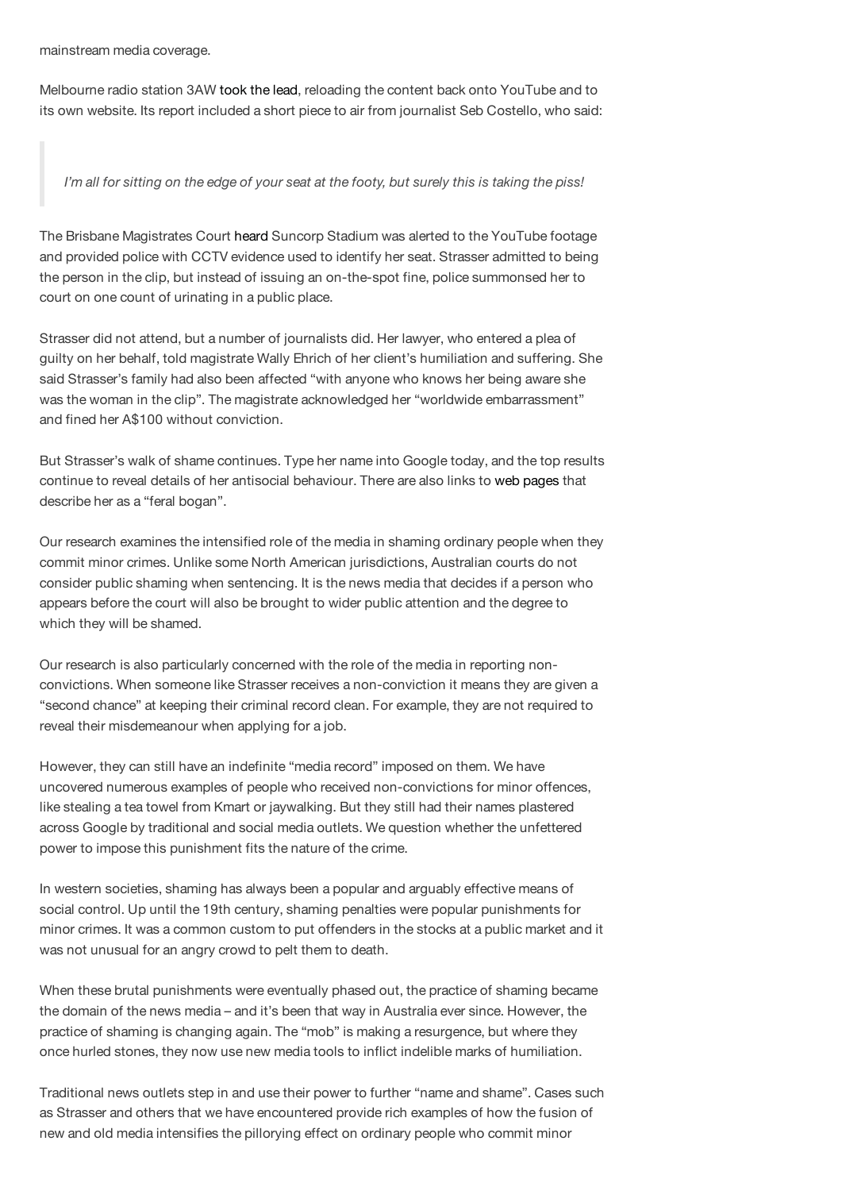mainstream media coverage.

Melbourne radio station 3AW took the lead, reloading the content back onto YouTube and to its own website. Its report included a short piece to air from journalist Seb Costello, who said:

> *I'm all for sitting on the edge of your seat at the footy, but surely this is taking the piss!*

The Brisbane Magistrates Court heard Suncorp Stadium was alerted to the YouTube footage and provided police with CCTV evidence used to identify her seat. Strasser admitted to being the person in the clip, but instead of issuing an on-the-spot fine, police summonsed her to court on one count of urinating in a public place.

Strasser did not attend, but a number of journalists did. Her lawyer, who entered a plea of guilty on her behalf, told magistrate Wally Ehrich of her client's humiliation and suffering. She said Strasser's family had also been affected "with anyone who knows her being aware she was the woman in the clip". The magistrate acknowledged her "worldwide embarrassment" and fined her A$100 without conviction.

But Strasser's walk of shame continues. Type her name into Google today, and the top results continue to reveal details of her antisocial behaviour. There are also links to web pages that describe her as a "feral bogan".

Our research examines the intensified role of the media in shaming ordinary people when they commit minor crimes. Unlike some North American jurisdictions, Australian courts do not consider public shaming when sentencing. It is the news media that decides if a person who appears before the court will also be brought to wider public attention and the degree to which they will be shamed.

Our research is also particularly concerned with the role of the media in reporting non-convictions. When someone like Strasser receives a non-conviction it means they are given a "second chance" at keeping their criminal record clean. For example, they are not required to reveal their misdemeanour when applying for a job.

However, they can still have an indefinite "media record" imposed on them. We have uncovered numerous examples of people who received non-convictions for minor offences, like stealing a tea towel from Kmart or jaywalking. But they still had their names plastered across Google by traditional and social media outlets. We question whether the unfettered power to impose this punishment fits the nature of the crime.

In western societies, shaming has always been a popular and arguably effective means of social control. Up until the 19th century, shaming penalties were popular punishments for minor crimes. It was a common custom to put offenders in the stocks at a public market and it was not unusual for an angry crowd to pelt them to death.

When these brutal punishments were eventually phased out, the practice of shaming became the domain of the news media – and it's been that way in Australia ever since. However, the practice of shaming is changing again. The "mob" is making a resurgence, but where they once hurled stones, they now use new media tools to inflict indelible marks of humiliation.

Traditional news outlets step in and use their power to further "name and shame". Cases such as Strasser and others that we have encountered provide rich examples of how the fusion of new and old media intensifies the pillorying effect on ordinary people who commit minor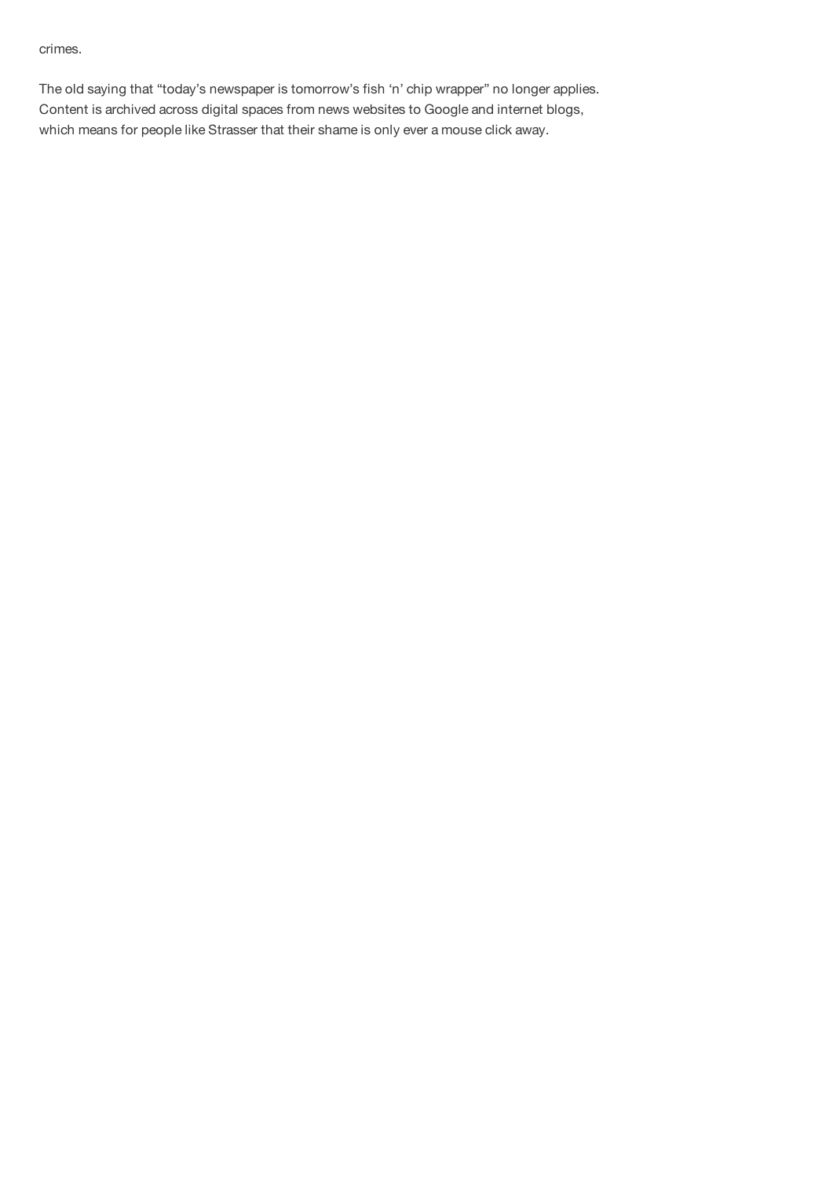crimes.

The old saying that “today’s newspaper is tomorrow’s fish ‘n’ chip wrapper” no longer applies. Content is archived across digital spaces from news websites to Google and internet blogs, which means for people like Strasser that their shame is only ever a mouse click away.